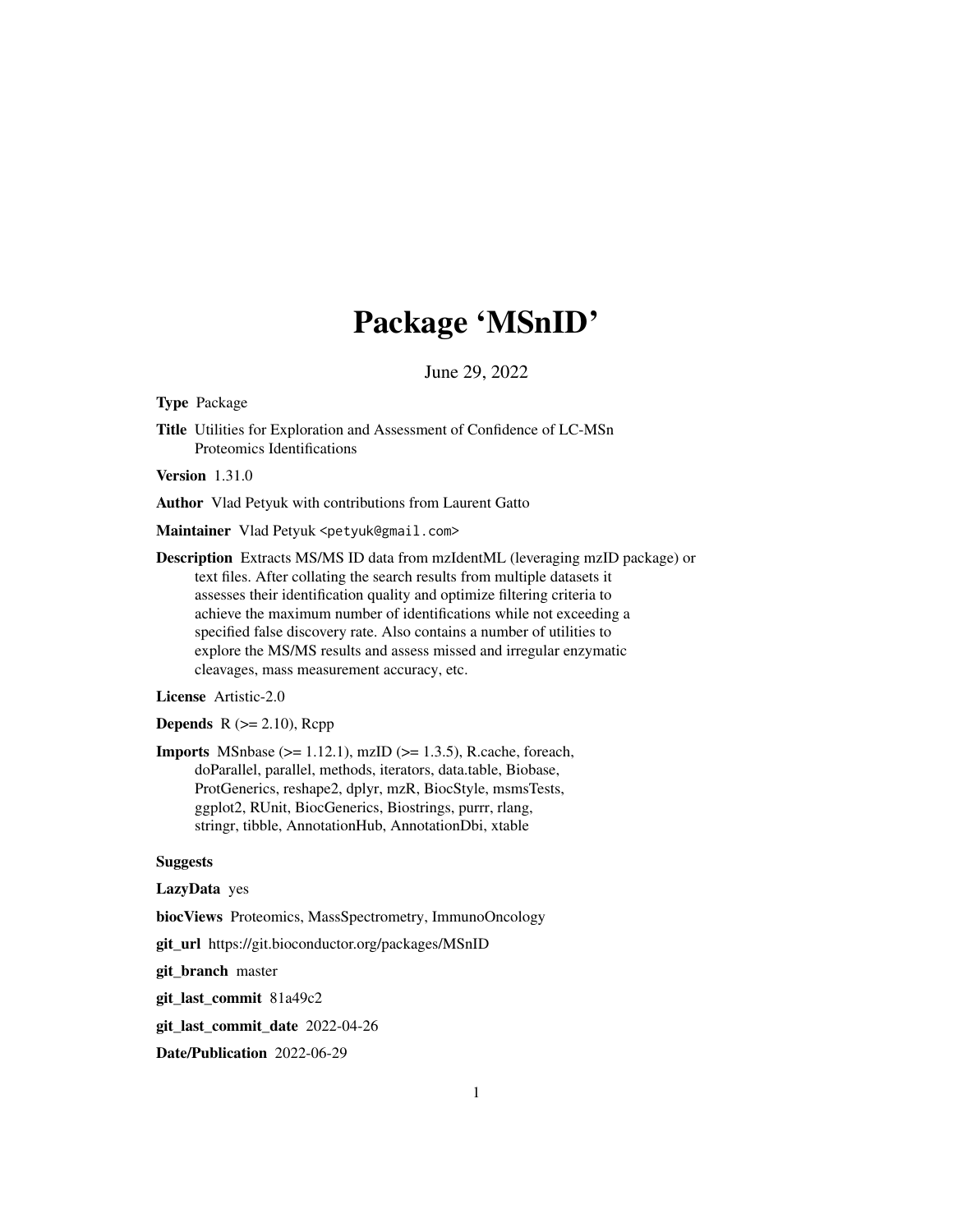# Package 'MSnID'

June 29, 2022

**Type** Package

**Title** Utilities for Exploration and Assessment of Confidence of LC-MSn Proteomics Identifications

**Version** 1.31.0

**Author** Vlad Petyuk with contributions from Laurent Gatto

**Maintainer** Vlad Petyuk <petyuk@gmail.com>

**Description** Extracts MS/MS ID data from mzIdentML (leveraging mzID package) or text files. After collating the search results from multiple datasets it assesses their identification quality and optimize filtering criteria to achieve the maximum number of identifications while not exceeding a specified false discovery rate. Also contains a number of utilities to explore the MS/MS results and assess missed and irregular enzymatic cleavages, mass measurement accuracy, etc.

**License** Artistic-2.0

**Depends** R (>= 2.10), Rcpp

**Imports** MSnbase (>= 1.12.1), mzID (>= 1.3.5), R.cache, foreach, doParallel, parallel, methods, iterators, data.table, Biobase, ProtGenerics, reshape2, dplyr, mzR, BiocStyle, msmsTests, ggplot2, RUnit, BiocGenerics, Biostrings, purrr, rlang, stringr, tibble, AnnotationHub, AnnotationDbi, xtable

**Suggests**

**LazyData** yes

**biocViews** Proteomics, MassSpectrometry, ImmunoOncology

**git_url** https://git.bioconductor.org/packages/MSnID

**git_branch** master

**git_last_commit** 81a49c2

**git_last_commit_date** 2022-04-26

**Date/Publication** 2022-06-29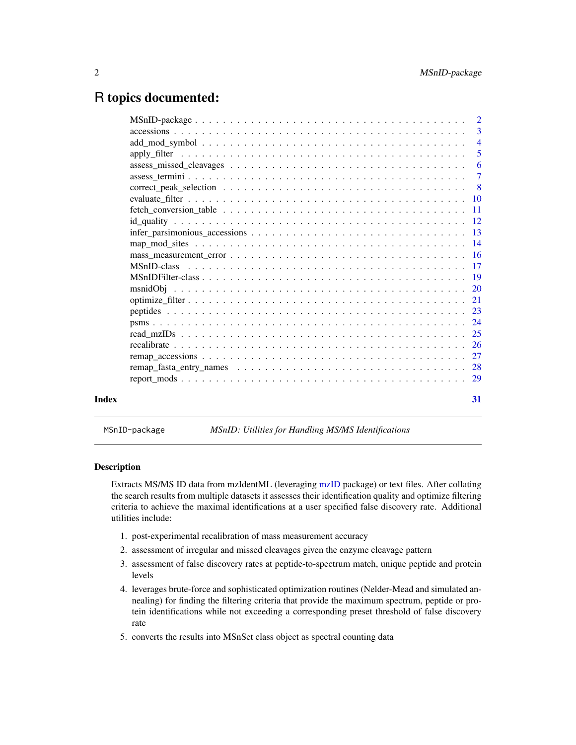# R topics documented:

| | |
|---|---|
| MSnID-package | 2 |
| accessions | 3 |
| add_mod_symbol | 4 |
| apply_filter | 5 |
| assess_missed_cleavages | 6 |
| assess_termini | 7 |
| correct_peak_selection | 8 |
| evaluate_filter | 10 |
| fetch_conversion_table | 11 |
| id_quality | 12 |
| infer_parsimonious_accessions | 13 |
| map_mod_sites | 14 |
| mass_measurement_error | 16 |
| MSnID-class | 17 |
| MSnIDFilter-class | 19 |
| msnidObj | 20 |
| optimize_filter | 21 |
| peptides | 23 |
| psms | 24 |
| read_mzIDs | 25 |
| recalibrate | 26 |
| remap_accessions | 27 |
| remap_fasta_entry_names | 28 |
| report_mods | 29 |
| **Index** | **31** |

---

MSnID-package *MSnID: Utilities for Handling MS/MS Identifications*

---

### Description

Extracts MS/MS ID data from mzIdentML (leveraging mzID package) or text files. After collating the search results from multiple datasets it assesses their identification quality and optimize filtering criteria to achieve the maximal identifications at a user specified false discovery rate. Additional utilities include:

1. post-experimental recalibration of mass measurement accuracy
2. assessment of irregular and missed cleavages given the enzyme cleavage pattern
3. assessment of false discovery rates at peptide-to-spectrum match, unique peptide and protein levels
4. leverages brute-force and sophisticated optimization routines (Nelder-Mead and simulated annealing) for finding the filtering criteria that provide the maximum spectrum, peptide or protein identifications while not exceeding a corresponding preset threshold of false discovery rate
5. converts the results into MSnSet class object as spectral counting data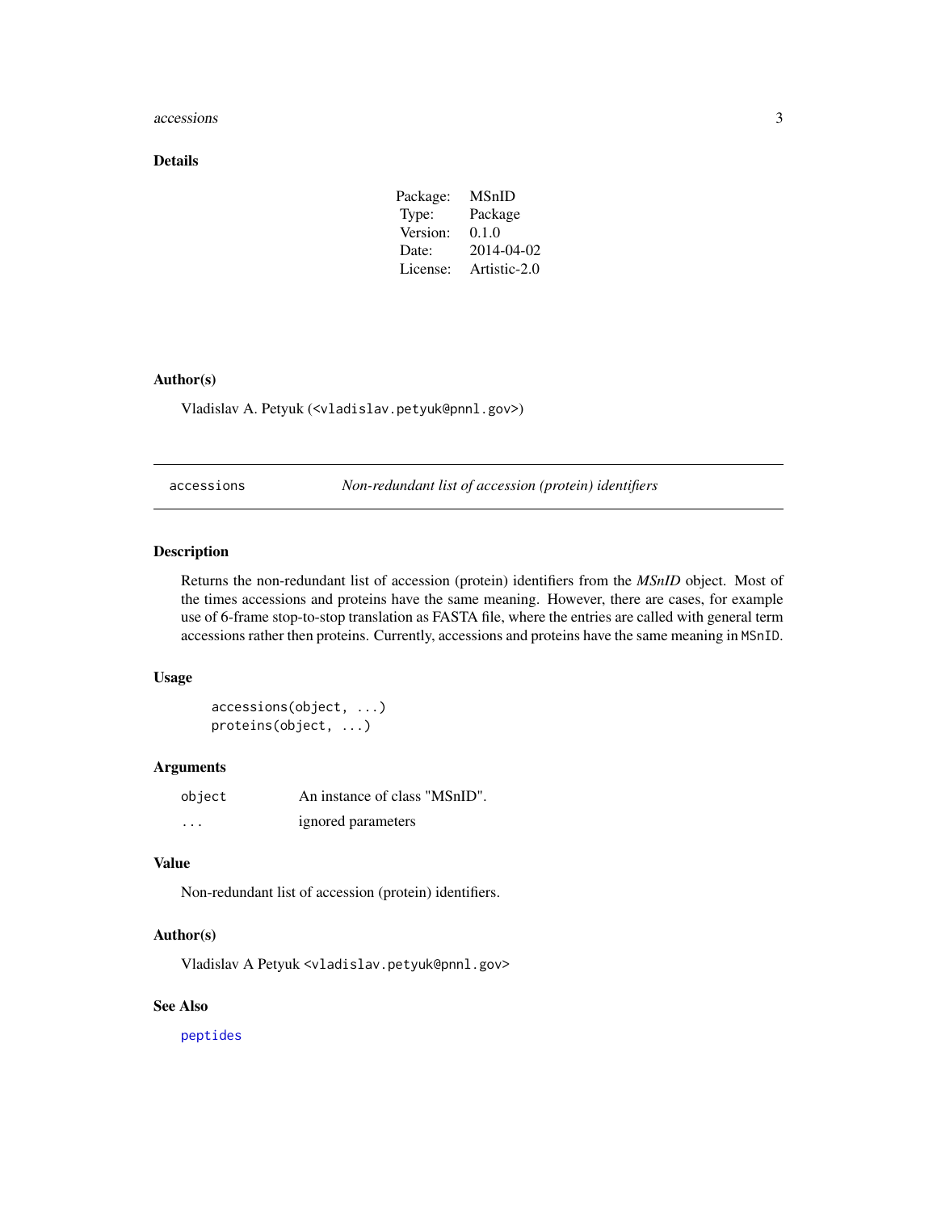## Details

| | |
|---|---|
| Package: | MSnID |
| Type: | Package |
| Version: | 0.1.0 |
| Date: | 2014-04-02 |
| License: | Artistic-2.0 |

## Author(s)

Vladislav A. Petyuk (<vladislav.petyuk@pnnl.gov>)

---

# accessions — *Non-redundant list of accession (protein) identifiers*

---

## Description

Returns the non-redundant list of accession (protein) identifiers from the *MSnID* object. Most of the times accessions and proteins have the same meaning. However, there are cases, for example use of 6-frame stop-to-stop translation as FASTA file, where the entries are called with general term accessions rather then proteins. Currently, accessions and proteins have the same meaning in `MSnID`.

## Usage

```
accessions(object, ...)
proteins(object, ...)
```

## Arguments

| | |
|---|---|
| `object` | An instance of class "MSnID". |
| `...` | ignored parameters |

## Value

Non-redundant list of accession (protein) identifiers.

## Author(s)

Vladislav A Petyuk <vladislav.petyuk@pnnl.gov>

## See Also

`peptides`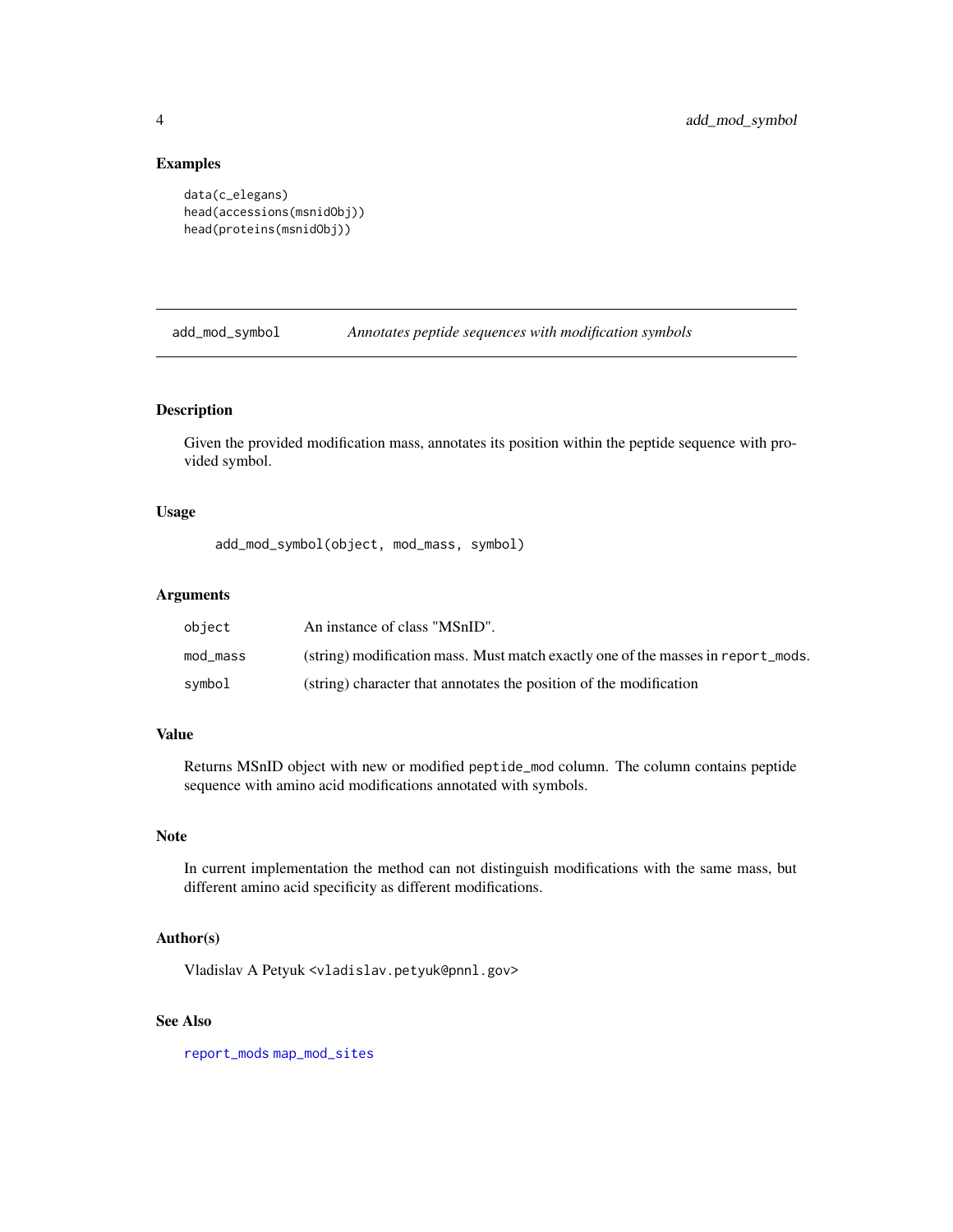### Examples

```
data(c_elegans)
head(accessions(msnidObj))
head(proteins(msnidObj))
```

---

## add_mod_symbol *Annotates peptide sequences with modification symbols*

---

### Description

Given the provided modification mass, annotates its position within the peptide sequence with provided symbol.

### Usage

```
add_mod_symbol(object, mod_mass, symbol)
```

### Arguments

| | |
|---|---|
| object | An instance of class "MSnID". |
| mod_mass | (string) modification mass. Must match exactly one of the masses in report_mods. |
| symbol | (string) character that annotates the position of the modification |

### Value

Returns MSnID object with new or modified peptide_mod column. The column contains peptide sequence with amino acid modifications annotated with symbols.

### Note

In current implementation the method can not distinguish modifications with the same mass, but different amino acid specificity as different modifications.

### Author(s)

Vladislav A Petyuk <vladislav.petyuk@pnnl.gov>

### See Also

report_mods map_mod_sites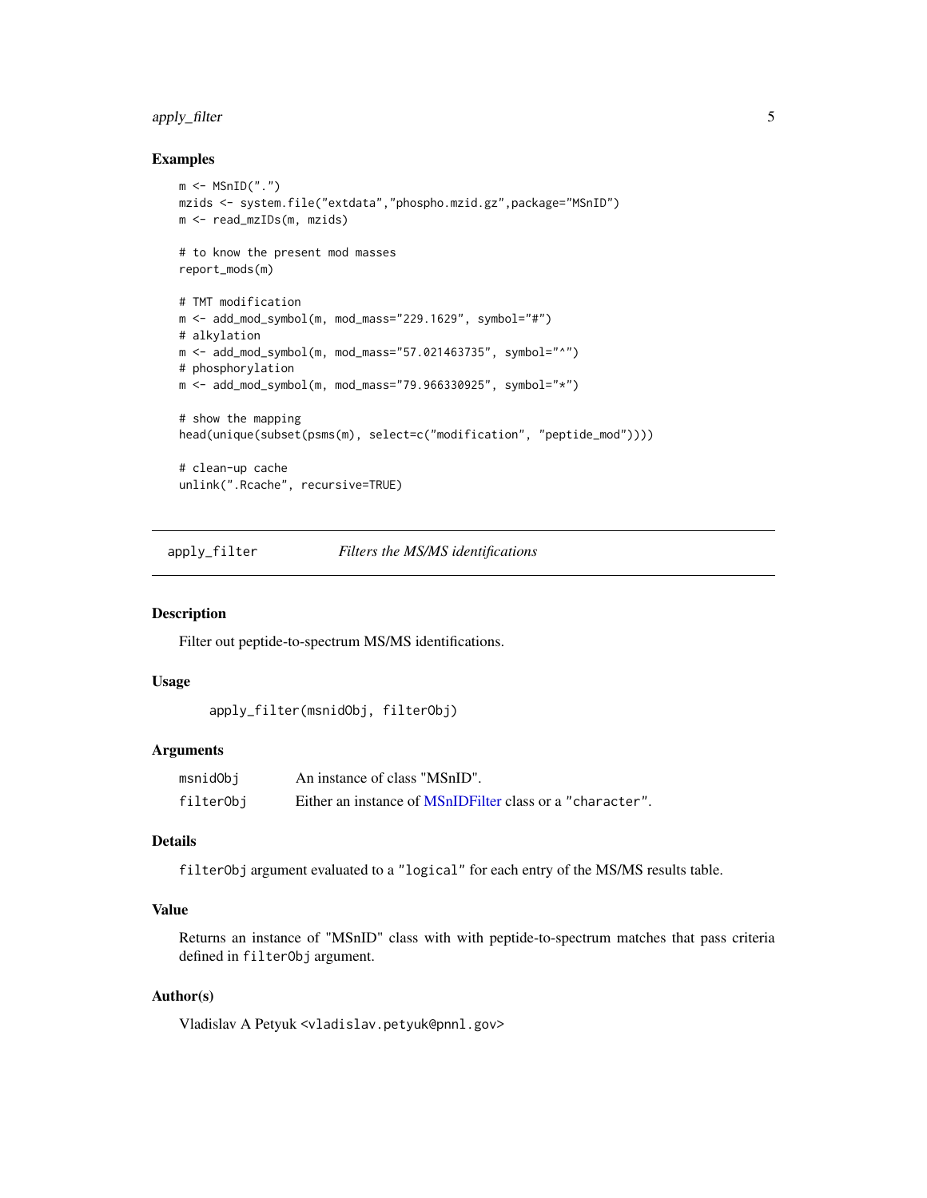### Examples

```
m <- MSnID(".")
mzids <- system.file("extdata","phospho.mzid.gz",package="MSnID")
m <- read_mzIDs(m, mzids)

# to know the present mod masses
report_mods(m)

# TMT modification
m <- add_mod_symbol(m, mod_mass="229.1629", symbol="#")
# alkylation
m <- add_mod_symbol(m, mod_mass="57.021463735", symbol="^")
# phosphorylation
m <- add_mod_symbol(m, mod_mass="79.966330925", symbol="*")

# show the mapping
head(unique(subset(psms(m), select=c("modification", "peptide_mod"))))

# clean-up cache
unlink(".Rcache", recursive=TRUE)
```

---

## apply_filter *Filters the MS/MS identifications*

---

### Description

Filter out peptide-to-spectrum MS/MS identifications.

### Usage

```
apply_filter(msnidObj, filterObj)
```

### Arguments

| | |
|---|---|
| msnidObj | An instance of class "MSnID". |
| filterObj | Either an instance of MSnIDFilter class or a "character". |

### Details

`filterObj` argument evaluated to a `"logical"` for each entry of the MS/MS results table.

### Value

Returns an instance of "MSnID" class with with peptide-to-spectrum matches that pass criteria defined in `filterObj` argument.

### Author(s)

Vladislav A Petyuk <vladislav.petyuk@pnnl.gov>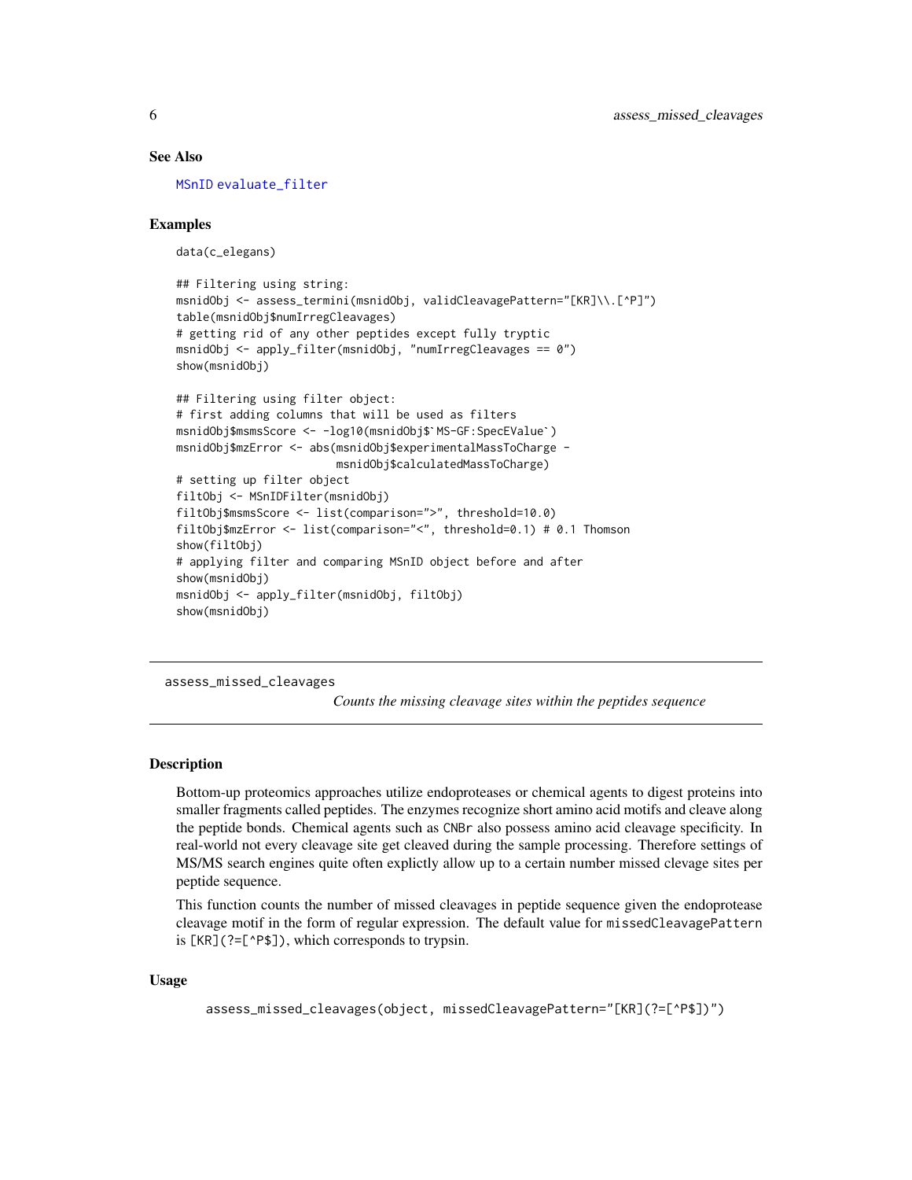## See Also

MSnID evaluate_filter

## Examples

```
data(c_elegans)

## Filtering using string:
msnidObj <- assess_termini(msnidObj, validCleavagePattern="[KR]\\.[^P]")
table(msnidObj$numIrregCleavages)
# getting rid of any other peptides except fully tryptic
msnidObj <- apply_filter(msnidObj, "numIrregCleavages == 0")
show(msnidObj)

## Filtering using filter object:
# first adding columns that will be used as filters
msnidObj$msmsScore <- -log10(msnidObj$`MS-GF:SpecEValue`)
msnidObj$mzError <- abs(msnidObj$experimentalMassToCharge -
                        msnidObj$calculatedMassToCharge)
# setting up filter object
filtObj <- MSnIDFilter(msnidObj)
filtObj$msmsScore <- list(comparison=">", threshold=10.0)
filtObj$mzError <- list(comparison="<", threshold=0.1) # 0.1 Thomson
show(filtObj)
# applying filter and comparing MSnID object before and after
show(msnidObj)
msnidObj <- apply_filter(msnidObj, filtObj)
show(msnidObj)
```

---

# assess_missed_cleavages

*Counts the missing cleavage sites within the peptides sequence*

---

## Description

Bottom-up proteomics approaches utilize endoproteases or chemical agents to digest proteins into smaller fragments called peptides. The enzymes recognize short amino acid motifs and cleave along the peptide bonds. Chemical agents such as CNBr also possess amino acid cleavage specificity. In real-world not every cleavage site get cleaved during the sample processing. Therefore settings of MS/MS search engines quite often explictly allow up to a certain number missed clevage sites per peptide sequence.

This function counts the number of missed cleavages in peptide sequence given the endoprotease cleavage motif in the form of regular expression. The default value for missedCleavagePattern is [KR](?=[^P$]), which corresponds to trypsin.

## Usage

```
assess_missed_cleavages(object, missedCleavagePattern="[KR](?=[^P$])")
```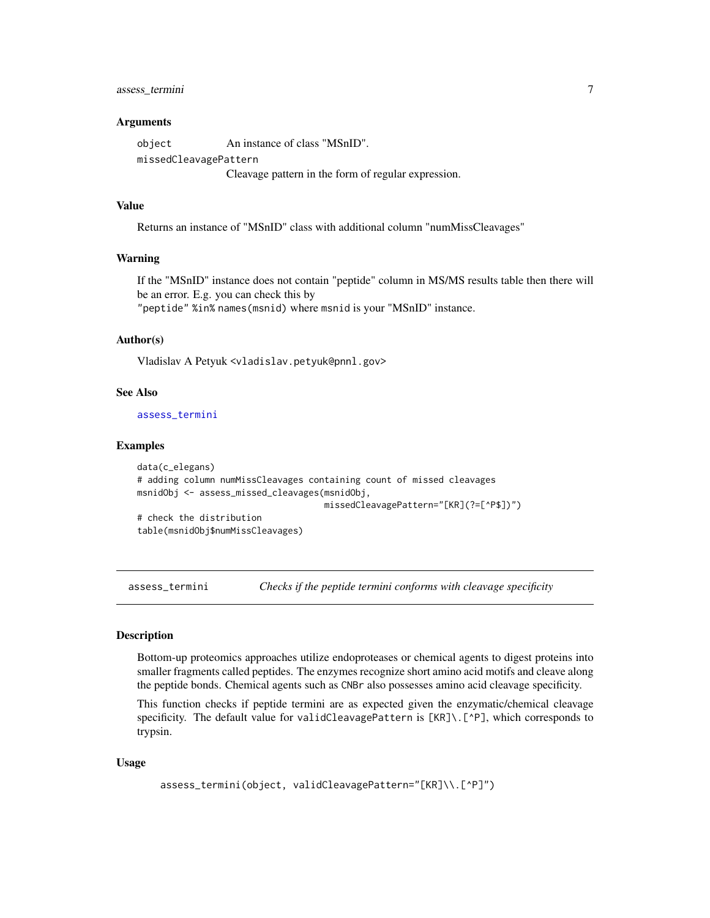### Arguments

object — An instance of class "MSnID".

missedCleavagePattern — Cleavage pattern in the form of regular expression.

### Value

Returns an instance of "MSnID" class with additional column "numMissCleavages"

### Warning

If the "MSnID" instance does not contain "peptide" column in MS/MS results table then there will be an error. E.g. you can check this by
`"peptide" %in% names(msnid)` where `msnid` is your "MSnID" instance.

### Author(s)

Vladislav A Petyuk <vladislav.petyuk@pnnl.gov>

### See Also

assess_termini

### Examples

```
data(c_elegans)
# adding column numMissCleavages containing count of missed cleavages
msnidObj <- assess_missed_cleavages(msnidObj,
                                    missedCleavagePattern="[KR](?=[^P$])")
# check the distribution
table(msnidObj$numMissCleavages)
```

---

## assess_termini — *Checks if the peptide termini conforms with cleavage specificity*

### Description

Bottom-up proteomics approaches utilize endoproteases or chemical agents to digest proteins into smaller fragments called peptides. The enzymes recognize short amino acid motifs and cleave along the peptide bonds. Chemical agents such as `CNBr` also possesses amino acid cleavage specificity.

This function checks if peptide termini are as expected given the enzymatic/chemical cleavage specificity. The default value for `validCleavagePattern` is `[KR]\.[^P]`, which corresponds to trypsin.

### Usage

```
assess_termini(object, validCleavagePattern="[KR]\\.[^P]")
```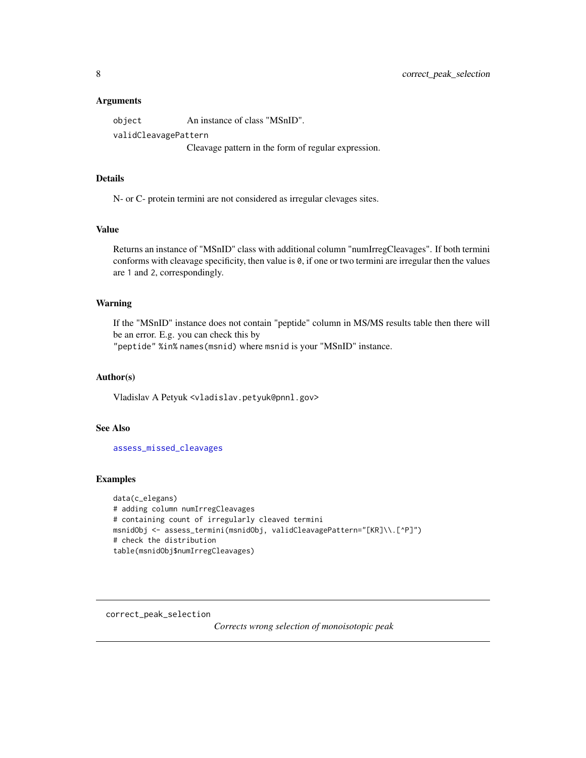### Arguments

`object` An instance of class "MSnID".

`validCleavagePattern` Cleavage pattern in the form of regular expression.

### Details

N- or C- protein termini are not considered as irregular clevages sites.

### Value

Returns an instance of "MSnID" class with additional column "numIrregCleavages". If both termini conforms with cleavage specificity, then value is `0`, if one or two termini are irregular then the values are `1` and `2`, correspondingly.

### Warning

If the "MSnID" instance does not contain "peptide" column in MS/MS results table then there will be an error. E.g. you can check this by
`"peptide" %in% names(msnid)` where `msnid` is your "MSnID" instance.

### Author(s)

Vladislav A Petyuk <vladislav.petyuk@pnnl.gov>

### See Also

assess_missed_cleavages

### Examples

```
data(c_elegans)
# adding column numIrregCleavages
# containing count of irregularly cleaved termini
msnidObj <- assess_termini(msnidObj, validCleavagePattern="[KR]\\.[^P]")
# check the distribution
table(msnidObj$numIrregCleavages)
```

---

## correct_peak_selection

*Corrects wrong selection of monoisotopic peak*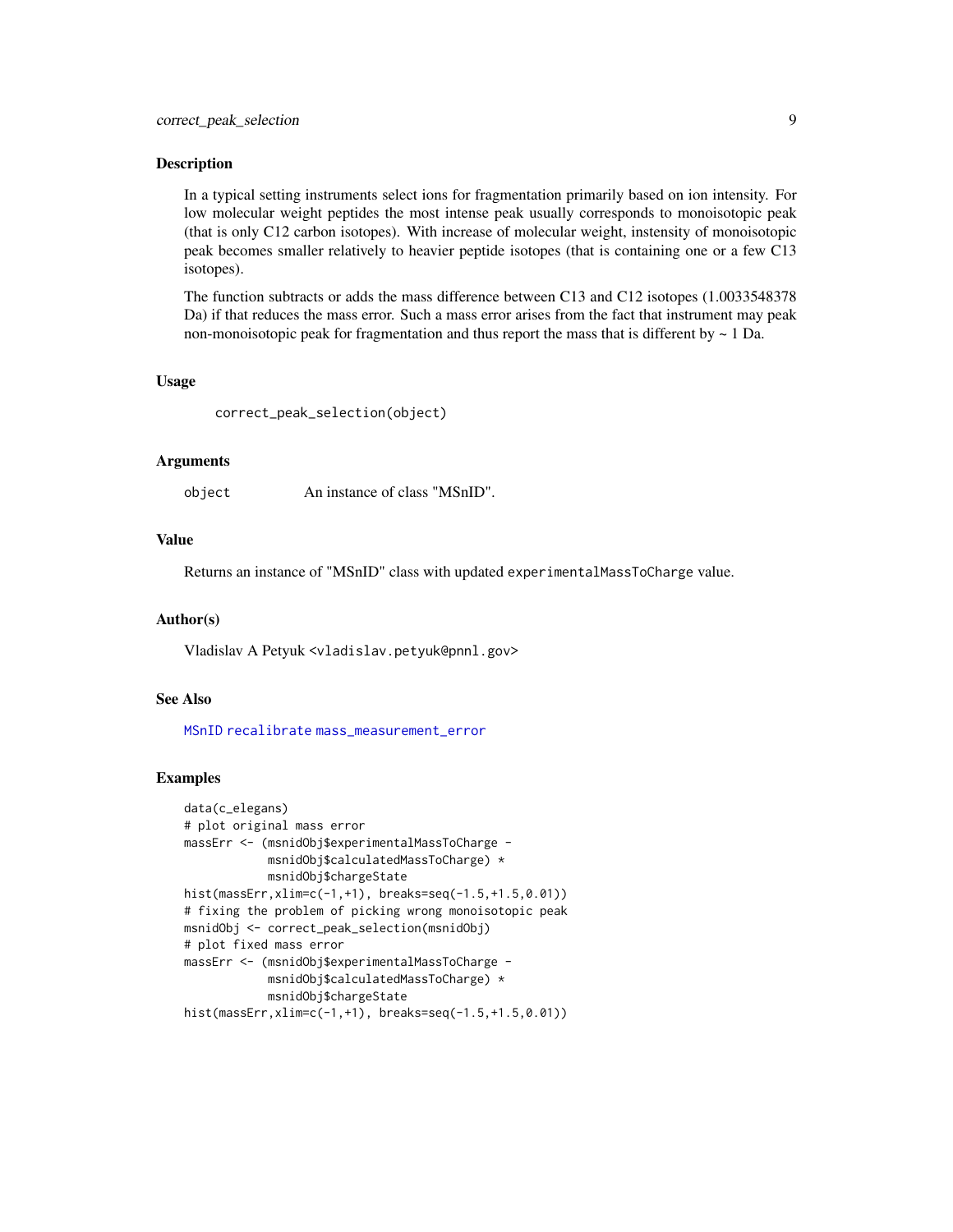## Description

In a typical setting instruments select ions for fragmentation primarily based on ion intensity. For low molecular weight peptides the most intense peak usually corresponds to monoisotopic peak (that is only C12 carbon isotopes). With increase of molecular weight, instensity of monoisotopic peak becomes smaller relatively to heavier peptide isotopes (that is containing one or a few C13 isotopes).

The function subtracts or adds the mass difference between C13 and C12 isotopes (1.0033548378 Da) if that reduces the mass error. Such a mass error arises from the fact that instrument may peak non-monoisotopic peak for fragmentation and thus report the mass that is different by ~ 1 Da.

## Usage

```
correct_peak_selection(object)
```

## Arguments

object    An instance of class "MSnID".

## Value

Returns an instance of "MSnID" class with updated experimentalMassToCharge value.

## Author(s)

Vladislav A Petyuk <vladislav.petyuk@pnnl.gov>

## See Also

MSnID recalibrate mass_measurement_error

## Examples

```
data(c_elegans)
# plot original mass error
massErr <- (msnidObj$experimentalMassToCharge -
            msnidObj$calculatedMassToCharge) *
            msnidObj$chargeState
hist(massErr,xlim=c(-1,+1), breaks=seq(-1.5,+1.5,0.01))
# fixing the problem of picking wrong monoisotopic peak
msnidObj <- correct_peak_selection(msnidObj)
# plot fixed mass error
massErr <- (msnidObj$experimentalMassToCharge -
            msnidObj$calculatedMassToCharge) *
            msnidObj$chargeState
hist(massErr,xlim=c(-1,+1), breaks=seq(-1.5,+1.5,0.01))
```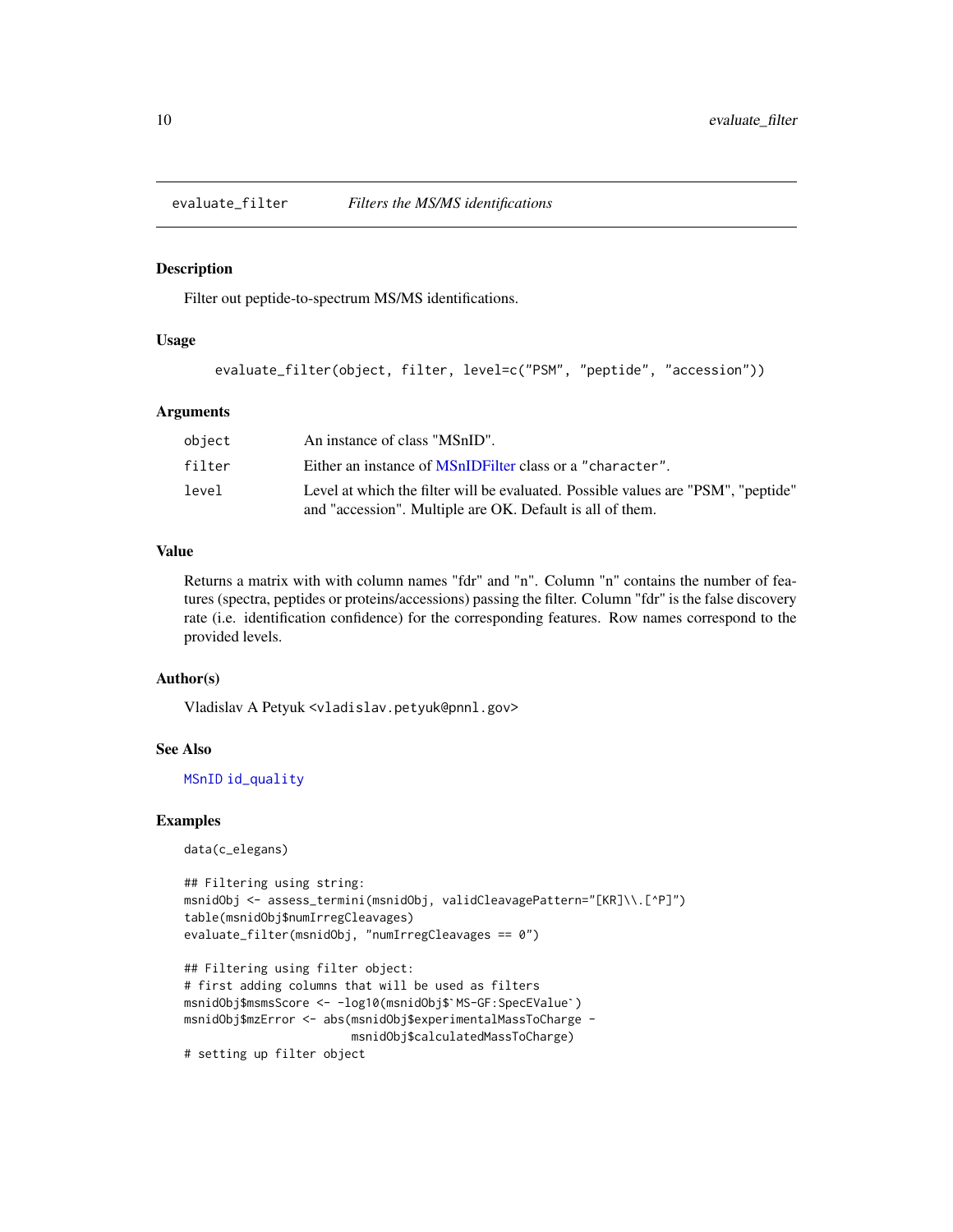# evaluate_filter *Filters the MS/MS identifications*

## Description

Filter out peptide-to-spectrum MS/MS identifications.

## Usage

```
evaluate_filter(object, filter, level=c("PSM", "peptide", "accession"))
```

## Arguments

| | |
|---|---|
| object | An instance of class "MSnID". |
| filter | Either an instance of MSnIDFilter class or a "character". |
| level | Level at which the filter will be evaluated. Possible values are "PSM", "peptide" and "accession". Multiple are OK. Default is all of them. |

## Value

Returns a matrix with with column names "fdr" and "n". Column "n" contains the number of features (spectra, peptides or proteins/accessions) passing the filter. Column "fdr" is the false discovery rate (i.e. identification confidence) for the corresponding features. Row names correspond to the provided levels.

## Author(s)

Vladislav A Petyuk <vladislav.petyuk@pnnl.gov>

## See Also

MSnID id_quality

## Examples

```
data(c_elegans)

## Filtering using string:
msnidObj <- assess_termini(msnidObj, validCleavagePattern="[KR]\\.[^P]")
table(msnidObj$numIrregCleavages)
evaluate_filter(msnidObj, "numIrregCleavages == 0")

## Filtering using filter object:
# first adding columns that will be used as filters
msnidObj$msmsScore <- -log10(msnidObj$`MS-GF:SpecEValue`)
msnidObj$mzError <- abs(msnidObj$experimentalMassToCharge -
                        msnidObj$calculatedMassToCharge)
# setting up filter object
```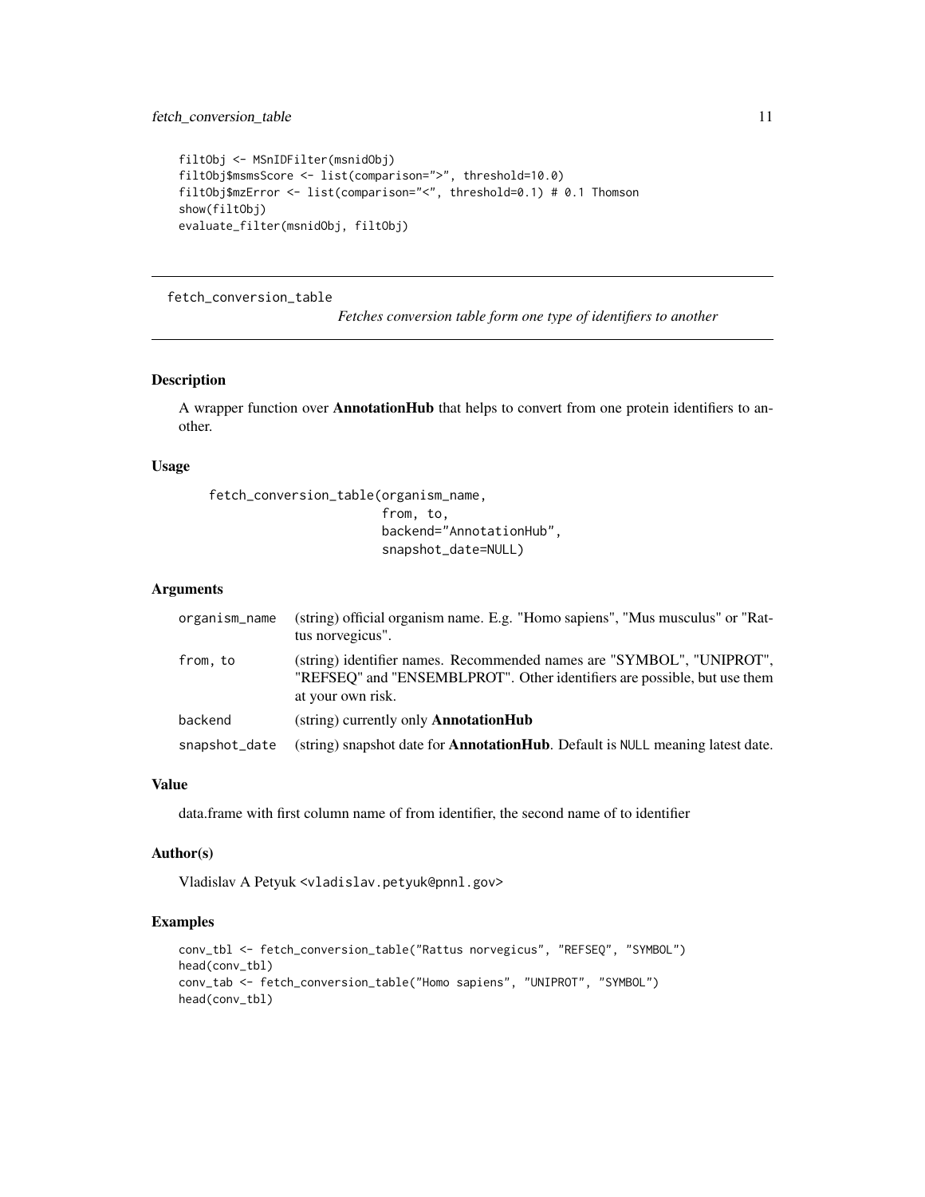```
filtObj <- MSnIDFilter(msnidObj)
filtObj$msmsScore <- list(comparison=">", threshold=10.0)
filtObj$mzError <- list(comparison="<", threshold=0.1) # 0.1 Thomson
show(filtObj)
evaluate_filter(msnidObj, filtObj)
```

---

## fetch_conversion_table

*Fetches conversion table form one type of identifiers to another*

### Description

A wrapper function over **AnnotationHub** that helps to convert from one protein identifiers to another.

### Usage

```
fetch_conversion_table(organism_name,
                       from, to,
                       backend="AnnotationHub",
                       snapshot_date=NULL)
```

### Arguments

| | |
|---|---|
| organism_name | (string) official organism name. E.g. "Homo sapiens", "Mus musculus" or "Rattus norvegicus". |
| from, to | (string) identifier names. Recommended names are "SYMBOL", "UNIPROT", "REFSEQ" and "ENSEMBLPROT". Other identifiers are possible, but use them at your own risk. |
| backend | (string) currently only **AnnotationHub** |
| snapshot_date | (string) snapshot date for **AnnotationHub**. Default is NULL meaning latest date. |

### Value

data.frame with first column name of from identifier, the second name of to identifier

### Author(s)

Vladislav A Petyuk <vladislav.petyuk@pnnl.gov>

### Examples

```
conv_tbl <- fetch_conversion_table("Rattus norvegicus", "REFSEQ", "SYMBOL")
head(conv_tbl)
conv_tab <- fetch_conversion_table("Homo sapiens", "UNIPROT", "SYMBOL")
head(conv_tbl)
```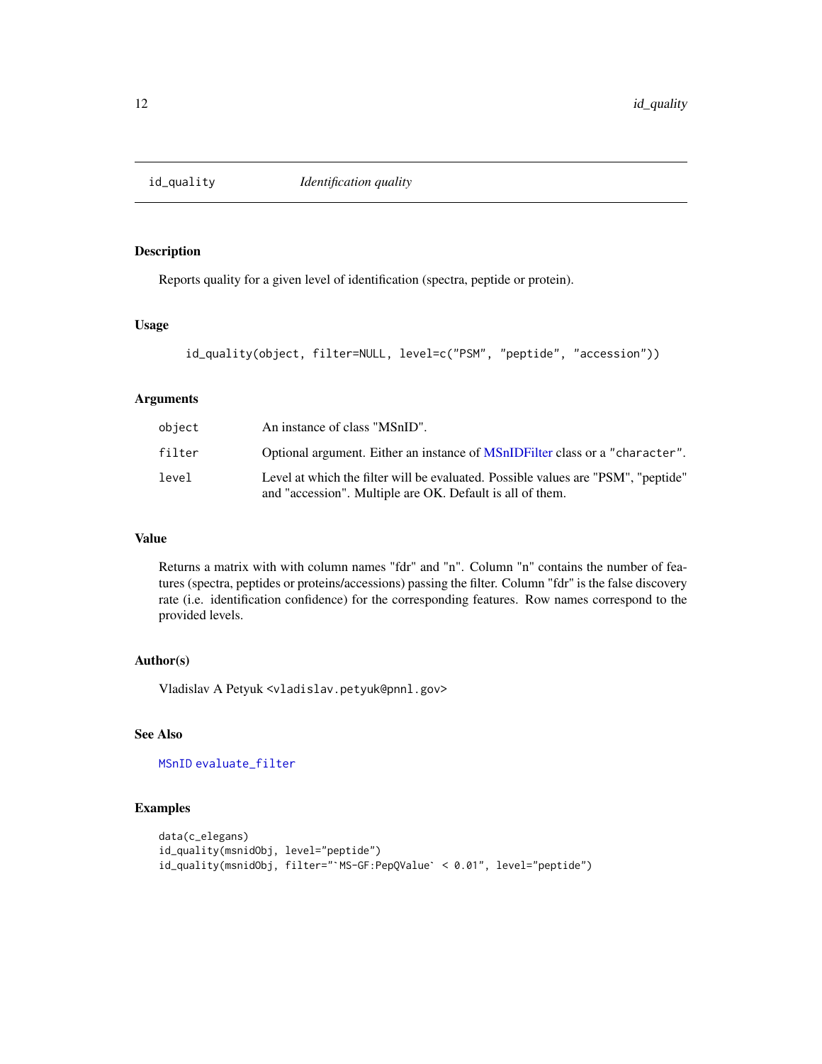# id_quality — *Identification quality*

## Description

Reports quality for a given level of identification (spectra, peptide or protein).

## Usage

```
id_quality(object, filter=NULL, level=c("PSM", "peptide", "accession"))
```

## Arguments

| | |
|---|---|
| object | An instance of class "MSnID". |
| filter | Optional argument. Either an instance of MSnIDFilter class or a "character". |
| level | Level at which the filter will be evaluated. Possible values are "PSM", "peptide" and "accession". Multiple are OK. Default is all of them. |

## Value

Returns a matrix with with column names "fdr" and "n". Column "n" contains the number of features (spectra, peptides or proteins/accessions) passing the filter. Column "fdr" is the false discovery rate (i.e. identification confidence) for the corresponding features. Row names correspond to the provided levels.

## Author(s)

Vladislav A Petyuk <vladislav.petyuk@pnnl.gov>

## See Also

MSnID evaluate_filter

## Examples

```
data(c_elegans)
id_quality(msnidObj, level="peptide")
id_quality(msnidObj, filter="`MS-GF:PepQValue` < 0.01", level="peptide")
```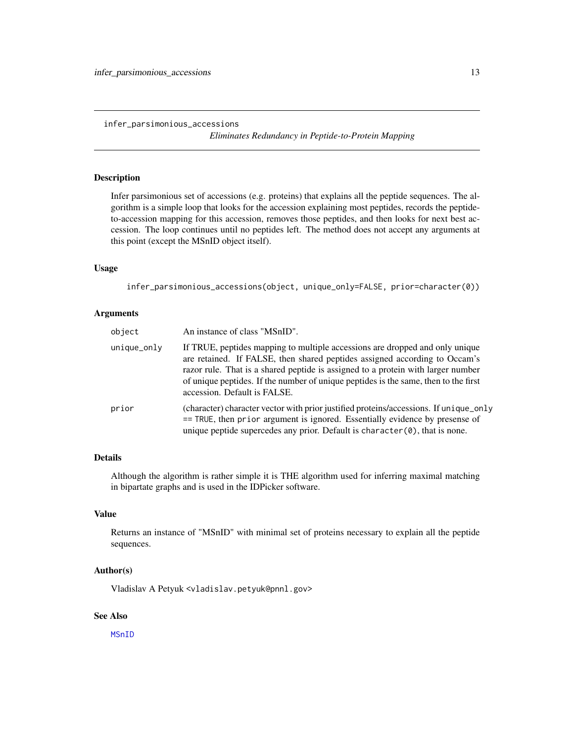`infer_parsimonious_accessions`

*Eliminates Redundancy in Peptide-to-Protein Mapping*

## Description

Infer parsimonious set of accessions (e.g. proteins) that explains all the peptide sequences. The algorithm is a simple loop that looks for the accession explaining most peptides, records the peptide-to-accession mapping for this accession, removes those peptides, and then looks for next best accession. The loop continues until no peptides left. The method does not accept any arguments at this point (except the MSnID object itself).

## Usage

```
infer_parsimonious_accessions(object, unique_only=FALSE, prior=character(0))
```

## Arguments

| | |
|---|---|
| `object` | An instance of class "MSnID". |
| `unique_only` | If TRUE, peptides mapping to multiple accessions are dropped and only unique are retained. If FALSE, then shared peptides assigned according to Occam's razor rule. That is a shared peptide is assigned to a protein with larger number of unique peptides. If the number of unique peptides is the same, then to the first accession. Default is FALSE. |
| `prior` | (character) character vector with prior justified proteins/accessions. If `unique_only == TRUE`, then `prior` argument is ignored. Essentially evidence by presense of unique peptide supercedes any prior. Default is `character(0)`, that is none. |

## Details

Although the algorithm is rather simple it is THE algorithm used for inferring maximal matching in bipartate graphs and is used in the IDPicker software.

## Value

Returns an instance of "MSnID" with minimal set of proteins necessary to explain all the peptide sequences.

## Author(s)

Vladislav A Petyuk <vladislav.petyuk@pnnl.gov>

## See Also

MSnID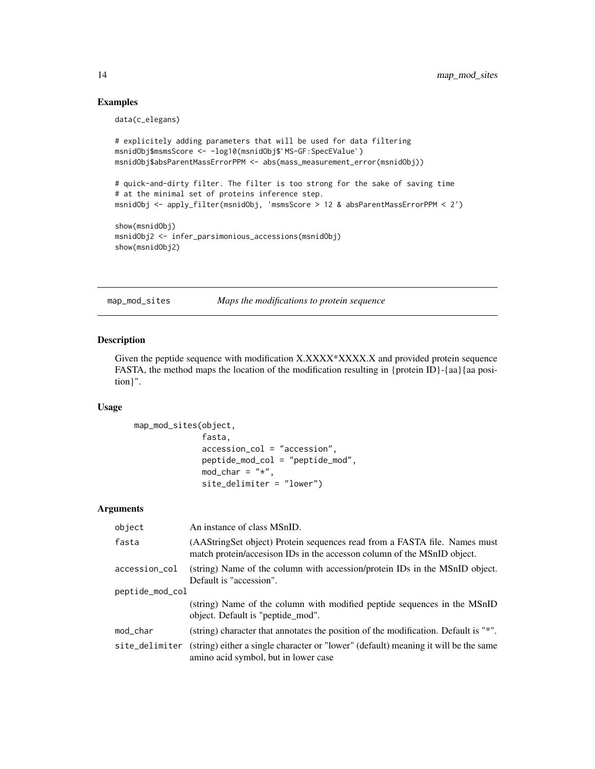## Examples

```
data(c_elegans)

# explicitely adding parameters that will be used for data filtering
msnidObj$msmsScore <- -log10(msnidObj$`MS-GF:SpecEValue`)
msnidObj$absParentMassErrorPPM <- abs(mass_measurement_error(msnidObj))

# quick-and-dirty filter. The filter is too strong for the sake of saving time
# at the minimal set of proteins inference step.
msnidObj <- apply_filter(msnidObj, 'msmsScore > 12 & absParentMassErrorPPM < 2')

show(msnidObj)
msnidObj2 <- infer_parsimonious_accessions(msnidObj)
show(msnidObj2)
```

---

# map_mod_sites *Maps the modifications to protein sequence*

---

## Description

Given the peptide sequence with modification X.XXXX*XXXX.X and provided protein sequence FASTA, the method maps the location of the modification resulting in {protein ID}-{aa}{aa position}".

## Usage

```
map_mod_sites(object,
              fasta,
              accession_col = "accession",
              peptide_mod_col = "peptide_mod",
              mod_char = "*",
              site_delimiter = "lower")
```

## Arguments

| | |
|---|---|
| `object` | An instance of class MSnID. |
| `fasta` | (AAStringSet object) Protein sequences read from a FASTA file. Names must match protein/accesison IDs in the accesson column of the MSnID object. |
| `accession_col` | (string) Name of the column with accession/protein IDs in the MSnID object. Default is "accession". |
| `peptide_mod_col` | (string) Name of the column with modified peptide sequences in the MSnID object. Default is "peptide_mod". |
| `mod_char` | (string) character that annotates the position of the modification. Default is "*". |
| `site_delimiter` | (string) either a single character or "lower" (default) meaning it will be the same amino acid symbol, but in lower case |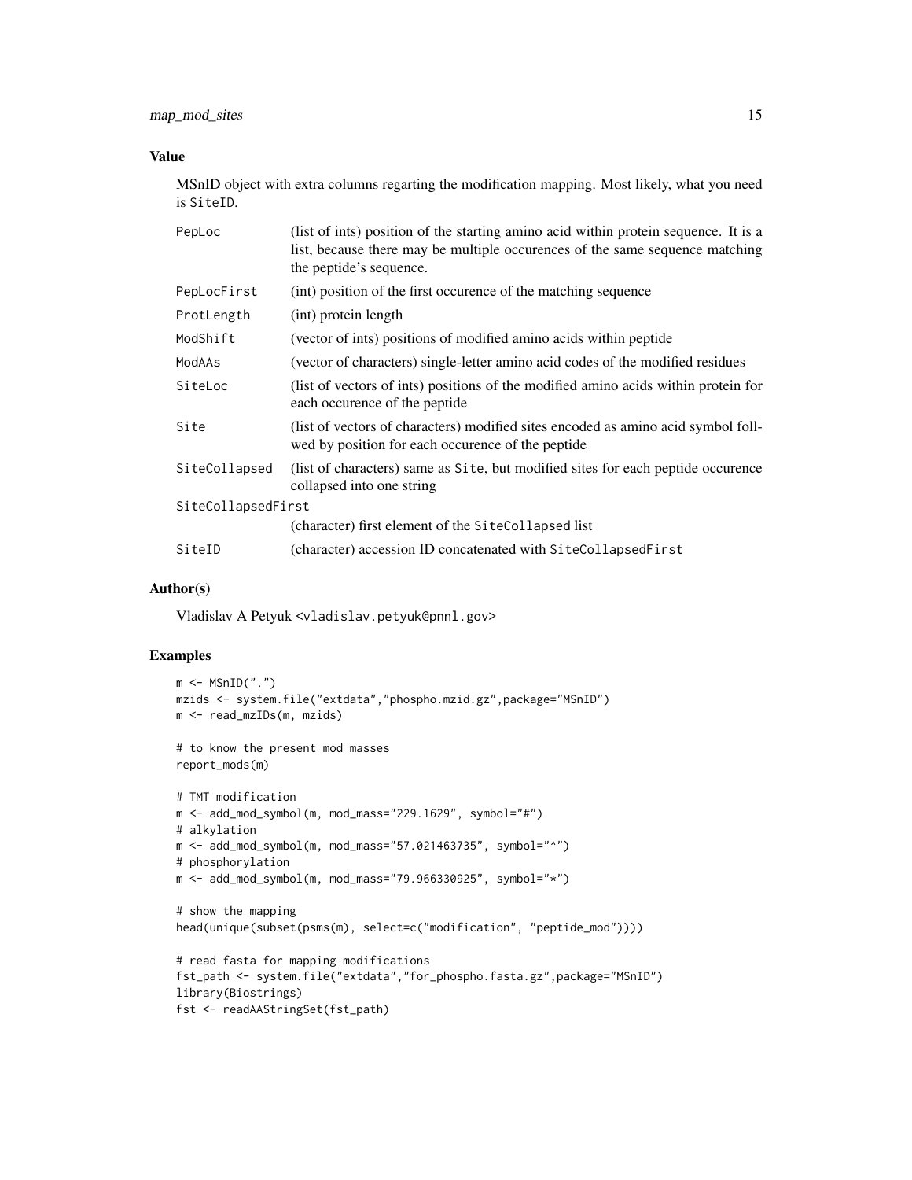## Value

MSnID object with extra columns regarting the modification mapping. Most likely, what you need is SiteID.

| | |
|---|---|
| PepLoc | (list of ints) position of the starting amino acid within protein sequence. It is a list, because there may be multiple occurences of the same sequence matching the peptide's sequence. |
| PepLocFirst | (int) position of the first occurence of the matching sequence |
| ProtLength | (int) protein length |
| ModShift | (vector of ints) positions of modified amino acids within peptide |
| ModAAs | (vector of characters) single-letter amino acid codes of the modified residues |
| SiteLoc | (list of vectors of ints) positions of the modified amino acids within protein for each occurence of the peptide |
| Site | (list of vectors of characters) modified sites encoded as amino acid symbol follwed by position for each occurence of the peptide |
| SiteCollapsed | (list of characters) same as Site, but modified sites for each peptide occurence collapsed into one string |
| SiteCollapsedFirst | (character) first element of the SiteCollapsed list |
| SiteID | (character) accession ID concatenated with SiteCollapsedFirst |

## Author(s)

Vladislav A Petyuk <vladislav.petyuk@pnnl.gov>

## Examples

```
m <- MSnID(".")
mzids <- system.file("extdata","phospho.mzid.gz",package="MSnID")
m <- read_mzIDs(m, mzids)

# to know the present mod masses
report_mods(m)

# TMT modification
m <- add_mod_symbol(m, mod_mass="229.1629", symbol="#")
# alkylation
m <- add_mod_symbol(m, mod_mass="57.021463735", symbol="^")
# phosphorylation
m <- add_mod_symbol(m, mod_mass="79.966330925", symbol="*")

# show the mapping
head(unique(subset(psms(m), select=c("modification", "peptide_mod"))))

# read fasta for mapping modifications
fst_path <- system.file("extdata","for_phospho.fasta.gz",package="MSnID")
library(Biostrings)
fst <- readAAStringSet(fst_path)
```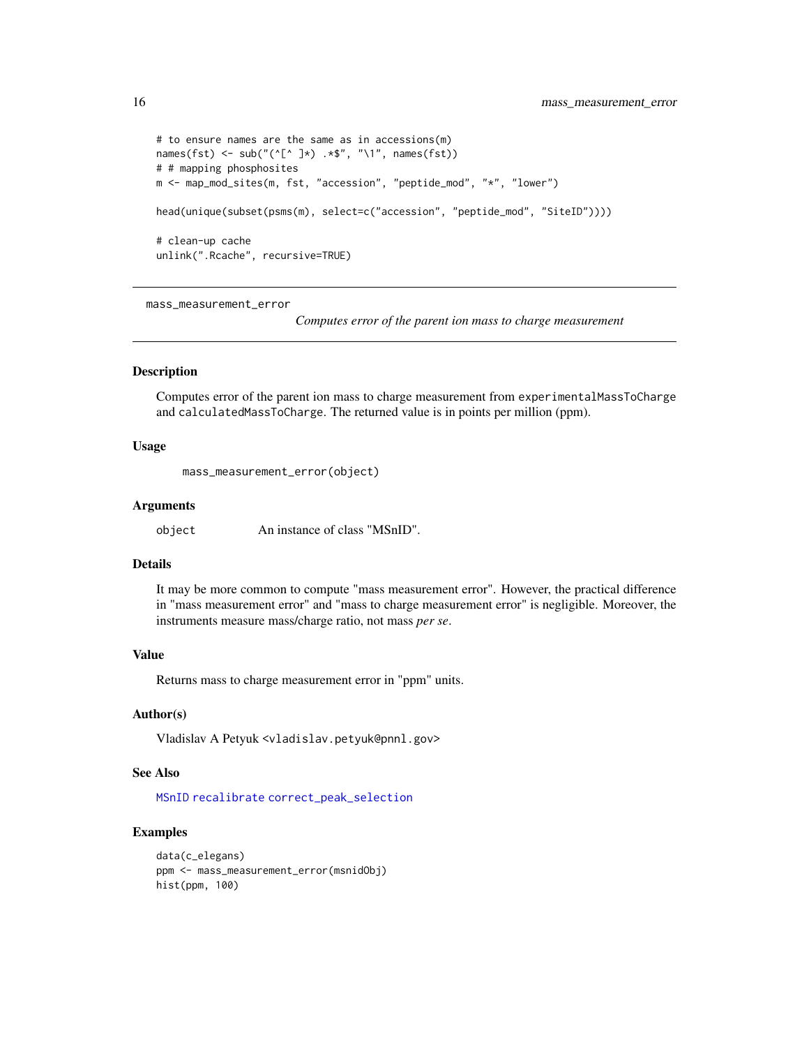```
# to ensure names are the same as in accessions(m)
names(fst) <- sub("(^[^ ]*) .*$", "\1", names(fst))
# # mapping phosphosites
m <- map_mod_sites(m, fst, "accession", "peptide_mod", "*", "lower")

head(unique(subset(psms(m), select=c("accession", "peptide_mod", "SiteID"))))

# clean-up cache
unlink(".Rcache", recursive=TRUE)
```

---

## mass_measurement_error

*Computes error of the parent ion mass to charge measurement*

---

### Description

Computes error of the parent ion mass to charge measurement from `experimentalMassToCharge` and `calculatedMassToCharge`. The returned value is in points per million (ppm).

### Usage

```
mass_measurement_error(object)
```

### Arguments

| | |
|---|---|
| `object` | An instance of class "MSnID". |

### Details

It may be more common to compute "mass measurement error". However, the practical difference in "mass measurement error" and "mass to charge measurement error" is negligible. Moreover, the instruments measure mass/charge ratio, not mass *per se*.

### Value

Returns mass to charge measurement error in "ppm" units.

### Author(s)

Vladislav A Petyuk <vladislav.petyuk@pnnl.gov>

### See Also

`MSnID` `recalibrate` `correct_peak_selection`

### Examples

```
data(c_elegans)
ppm <- mass_measurement_error(msnidObj)
hist(ppm, 100)
```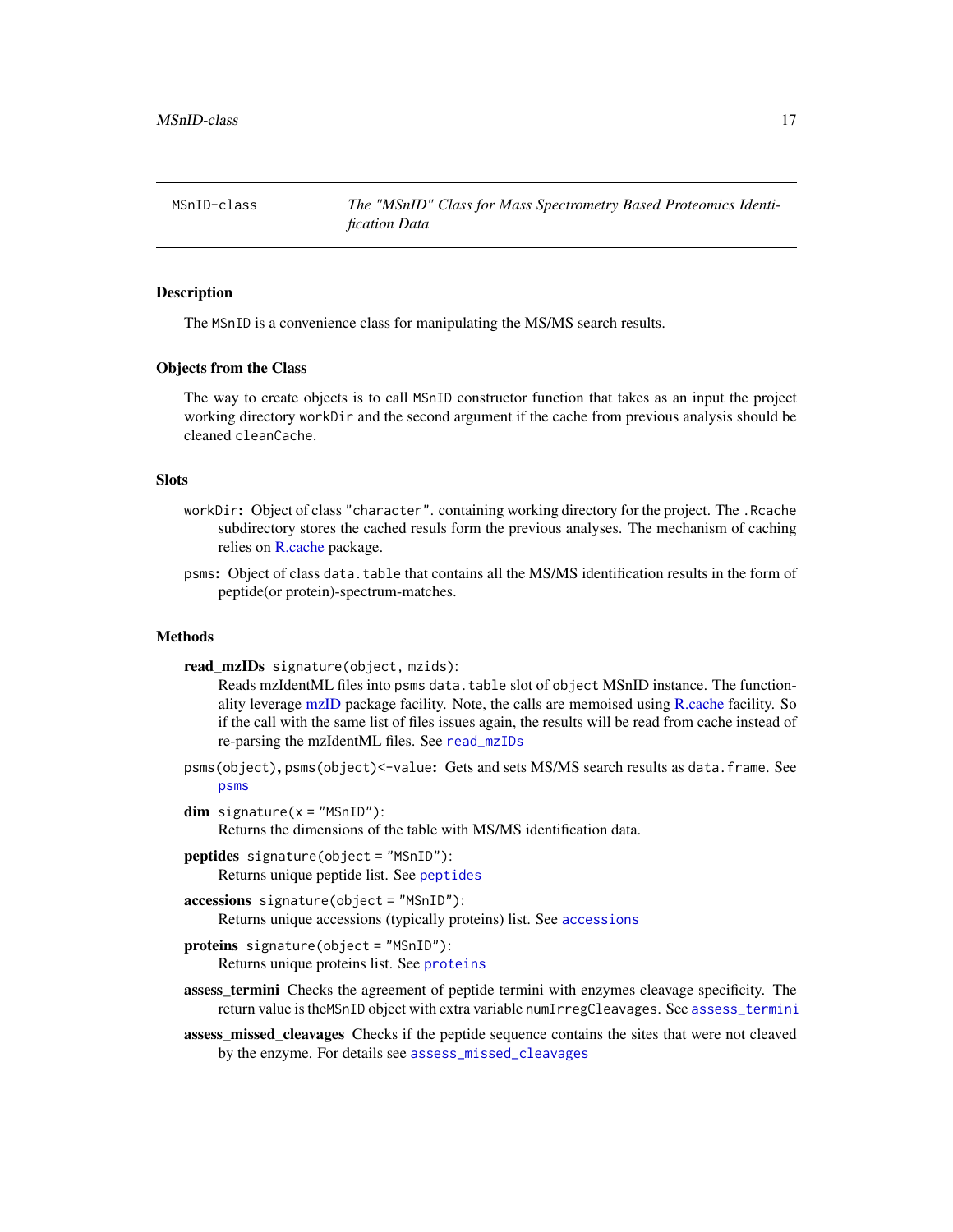`MSnID-class` *The "MSnID" Class for Mass Spectrometry Based Proteomics Identification Data*

## Description

The `MSnID` is a convenience class for manipulating the MS/MS search results.

## Objects from the Class

The way to create objects is to call `MSnID` constructor function that takes as an input the project working directory `workDir` and the second argument if the cache from previous analysis should be cleaned `cleanCache`.

## Slots

`workDir`: Object of class `"character"`. containing working directory for the project. The `.Rcache` subdirectory stores the cached resuls form the previous analyses. The mechanism of caching relies on R.cache package.

`psms`: Object of class `data.table` that contains all the MS/MS identification results in the form of peptide(or protein)-spectrum-matches.

## Methods

**read_mzIDs** `signature(object, mzids)`:
Reads mzIdentML files into `psms` `data.table` slot of `object` MSnID instance. The functionality leverage mzID package facility. Note, the calls are memoised using R.cache facility. So if the call with the same list of files issues again, the results will be read from cache instead of re-parsing the mzIdentML files. See `read_mzIDs`

`psms(object)`, `psms(object)<-value`: Gets and sets MS/MS search results as `data.frame`. See `psms`

**dim** `signature(x = "MSnID")`:
Returns the dimensions of the table with MS/MS identification data.

**peptides** `signature(object = "MSnID")`:
Returns unique peptide list. See `peptides`

**accessions** `signature(object = "MSnID")`:
Returns unique accessions (typically proteins) list. See `accessions`

**proteins** `signature(object = "MSnID")`:
Returns unique proteins list. See `proteins`

**assess_termini** Checks the agreement of peptide termini with enzymes cleavage specificity. The return value is the`MSnID` object with extra variable `numIrregCleavages`. See `assess_termini`

**assess_missed_cleavages** Checks if the peptide sequence contains the sites that were not cleaved by the enzyme. For details see `assess_missed_cleavages`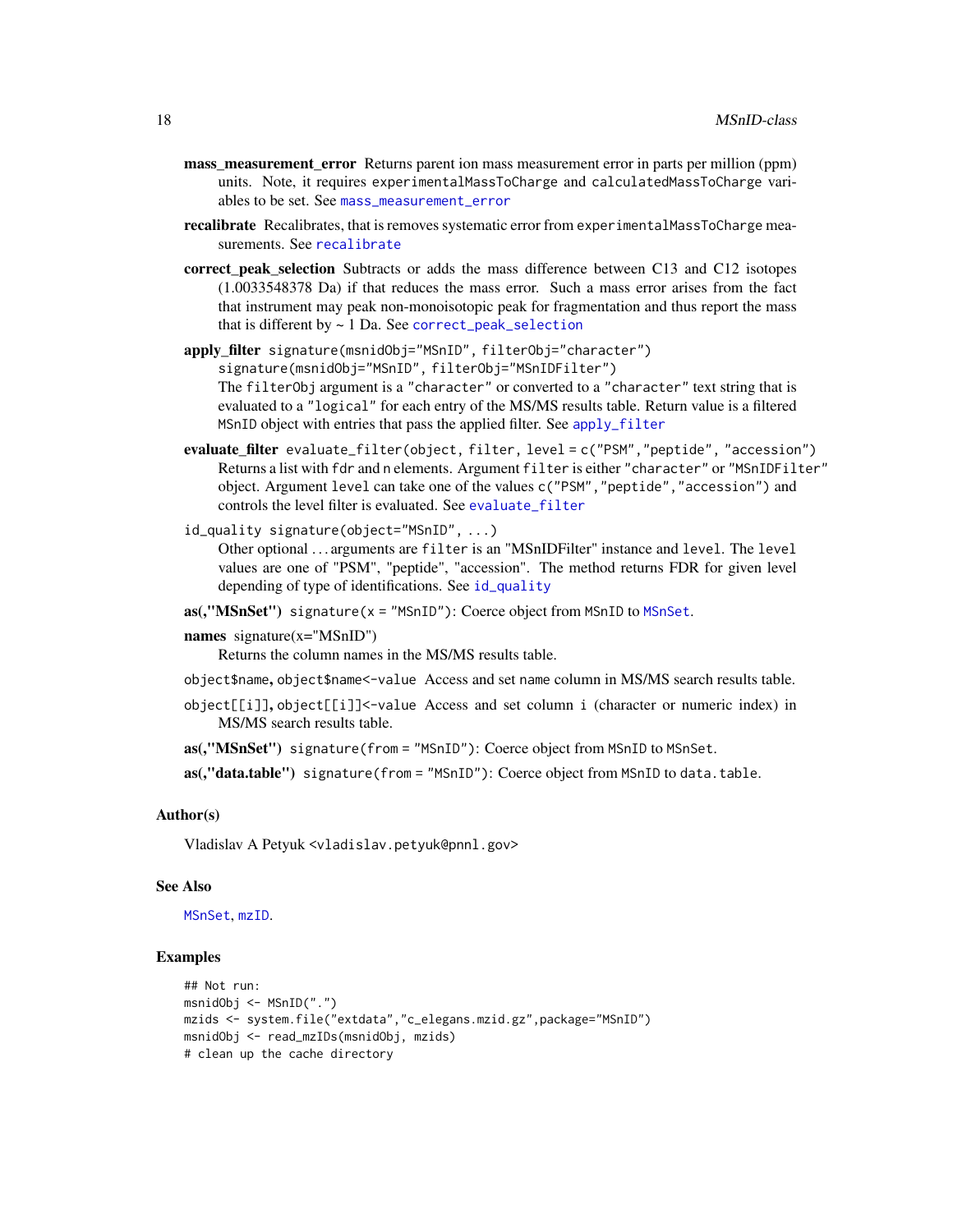**mass_measurement_error** Returns parent ion mass measurement error in parts per million (ppm) units. Note, it requires `experimentalMassToCharge` and `calculatedMassToCharge` variables to be set. See `mass_measurement_error`

**recalibrate** Recalibrates, that is removes systematic error from `experimentalMassToCharge` measurements. See `recalibrate`

**correct_peak_selection** Subtracts or adds the mass difference between C13 and C12 isotopes (1.0033548378 Da) if that reduces the mass error. Such a mass error arises from the fact that instrument may peak non-monoisotopic peak for fragmentation and thus report the mass that is different by ~ 1 Da. See `correct_peak_selection`

**apply_filter** `signature(msnidObj="MSnID", filterObj="character")`
`signature(msnidObj="MSnID", filterObj="MSnIDFilter")`
The `filterObj` argument is a `"character"` or converted to a `"character"` text string that is evaluated to a `"logical"` for each entry of the MS/MS results table. Return value is a filtered `MSnID` object with entries that pass the applied filter. See `apply_filter`

**evaluate_filter** `evaluate_filter(object, filter, level = c("PSM","peptide", "accession")`
Returns a list with `fdr` and `n` elements. Argument `filter` is either `"character"` or `"MSnIDFilter"` object. Argument `level` can take one of the values `c("PSM","peptide","accession")` and controls the level filter is evaluated. See `evaluate_filter`

`id_quality signature(object="MSnID", ...)`
Other optional ... arguments are `filter` is an "MSnIDFilter" instance and `level`. The `level` values are one of "PSM", "peptide", "accession". The method returns FDR for given level depending of type of identifications. See `id_quality`

**as(,"MSnSet")** `signature(x = "MSnID")`: Coerce object from `MSnID` to `MSnSet`.

**names** signature(x="MSnID")
Returns the column names in the MS/MS results table.

`object$name`, `object$name<-value` Access and set `name` column in MS/MS search results table.

`object[[i]]`, `object[[i]]<-value` Access and set column `i` (character or numeric index) in MS/MS search results table.

**as(,"MSnSet")** `signature(from = "MSnID")`: Coerce object from `MSnID` to `MSnSet`.

**as(,"data.table")** `signature(from = "MSnID")`: Coerce object from `MSnID` to `data.table`.

### Author(s)

Vladislav A Petyuk <vladislav.petyuk@pnnl.gov>

### See Also

`MSnSet`, `mzID`.

### Examples

```
## Not run:
msnidObj <- MSnID(".")
mzids <- system.file("extdata","c_elegans.mzid.gz",package="MSnID")
msnidObj <- read_mzIDs(msnidObj, mzids)
# clean up the cache directory
```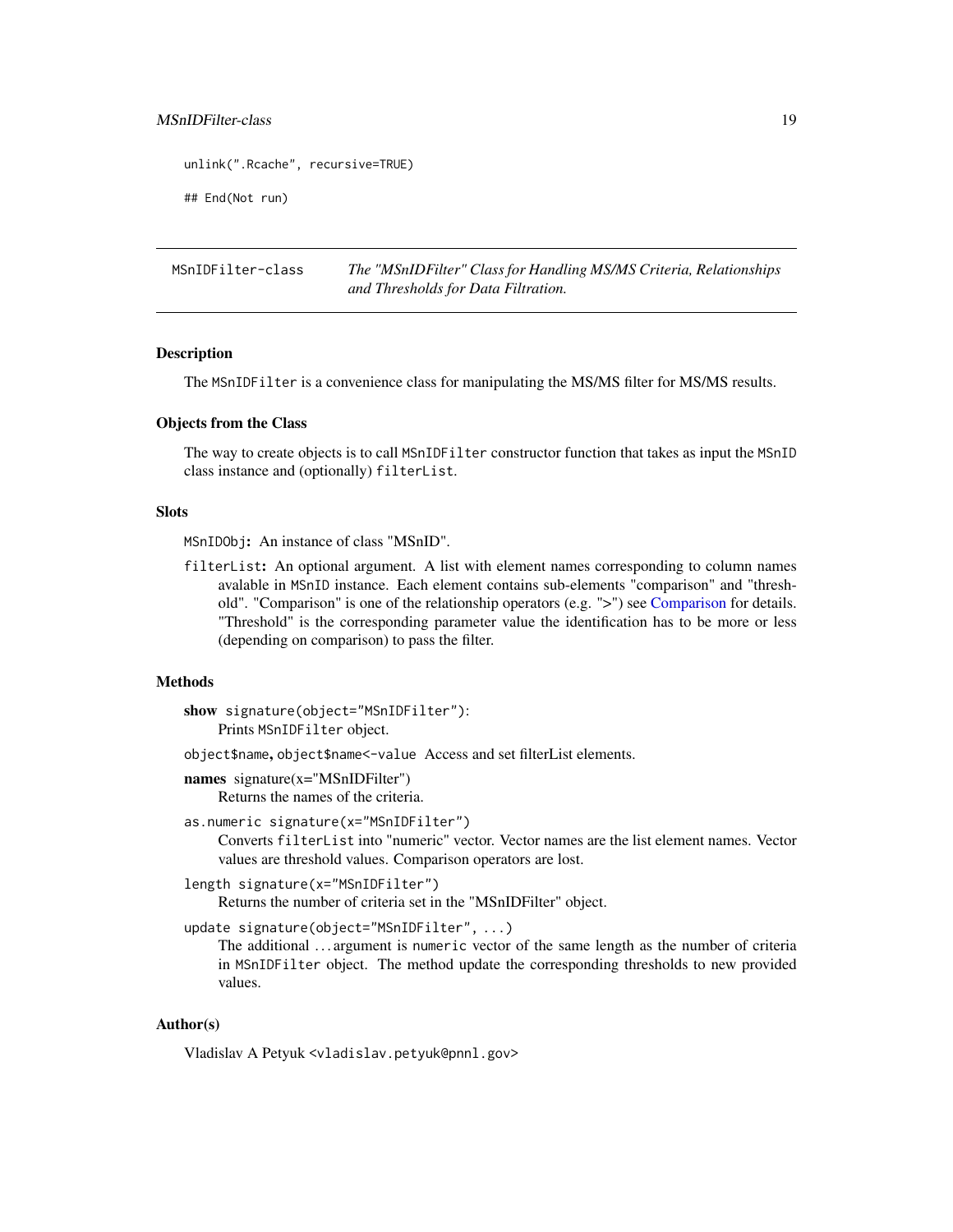```
unlink(".Rcache", recursive=TRUE)

## End(Not run)
```

---

MSnIDFilter-class    *The "MSnIDFilter" Class for Handling MS/MS Criteria, Relationships and Thresholds for Data Filtration.*

---

## Description

The MSnIDFilter is a convenience class for manipulating the MS/MS filter for MS/MS results.

## Objects from the Class

The way to create objects is to call MSnIDFilter constructor function that takes as input the MSnID class instance and (optionally) filterList.

## Slots

**MSnIDObj:** An instance of class "MSnID".

**filterList:** An optional argument. A list with element names corresponding to column names avalable in MSnID instance. Each element contains sub-elements "comparison" and "threshold". "Comparison" is one of the relationship operators (e.g. ">") see Comparison for details. "Threshold" is the corresponding parameter value the identification has to be more or less (depending on comparison) to pass the filter.

## Methods

**show** signature(object="MSnIDFilter"):
  Prints MSnIDFilter object.

object$name, object$name<-value Access and set filterList elements.

**names** signature(x="MSnIDFilter")
  Returns the names of the criteria.

as.numeric signature(x="MSnIDFilter")
  Converts filterList into "numeric" vector. Vector names are the list element names. Vector values are threshold values. Comparison operators are lost.

length signature(x="MSnIDFilter")
  Returns the number of criteria set in the "MSnIDFilter" object.

update signature(object="MSnIDFilter", ...)
  The additional ... argument is numeric vector of the same length as the number of criteria in MSnIDFilter object. The method update the corresponding thresholds to new provided values.

## Author(s)

Vladislav A Petyuk <vladislav.petyuk@pnnl.gov>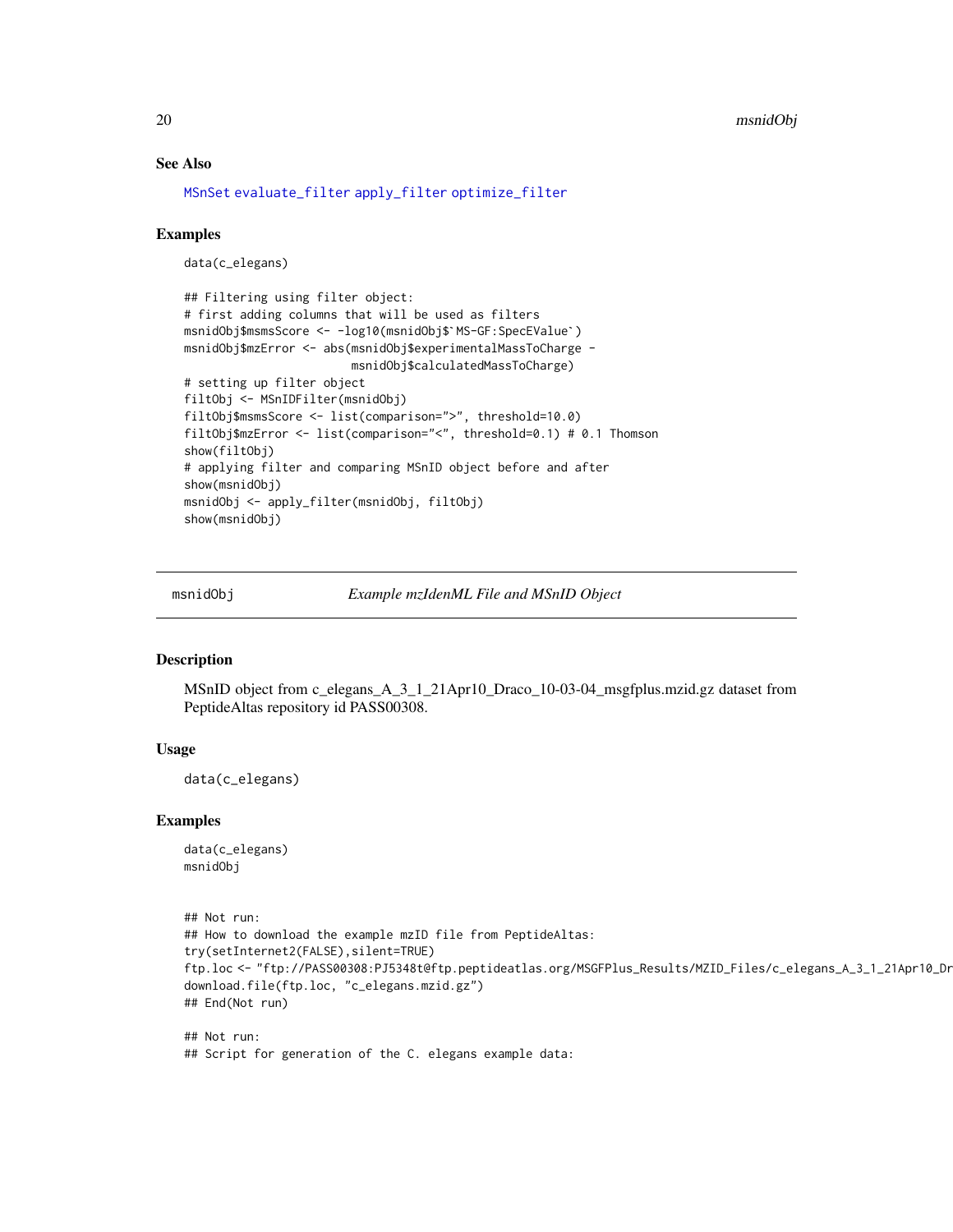## See Also

MSnSet evaluate_filter apply_filter optimize_filter

## Examples

```
data(c_elegans)

## Filtering using filter object:
# first adding columns that will be used as filters
msnidObj$msmsScore <- -log10(msnidObj$`MS-GF:SpecEValue`)
msnidObj$mzError <- abs(msnidObj$experimentalMassToCharge -
                        msnidObj$calculatedMassToCharge)
# setting up filter object
filtObj <- MSnIDFilter(msnidObj)
filtObj$msmsScore <- list(comparison=">", threshold=10.0)
filtObj$mzError <- list(comparison="<", threshold=0.1) # 0.1 Thomson
show(filtObj)
# applying filter and comparing MSnID object before and after
show(msnidObj)
msnidObj <- apply_filter(msnidObj, filtObj)
show(msnidObj)
```

---

msnidObj &emsp;&emsp; *Example mzIdenML File and MSnID Object*

---

## Description

MSnID object from c_elegans_A_3_1_21Apr10_Draco_10-03-04_msgfplus.mzid.gz dataset from PeptideAltas repository id PASS00308.

## Usage

```
data(c_elegans)
```

## Examples

```
data(c_elegans)
msnidObj


## Not run:
## How to download the example mzID file from PeptideAltas:
try(setInternet2(FALSE),silent=TRUE)
ftp.loc <- "ftp://PASS00308:PJ5348t@ftp.peptideatlas.org/MSGFPlus_Results/MZID_Files/c_elegans_A_3_1_21Apr10_Dr
download.file(ftp.loc, "c_elegans.mzid.gz")
## End(Not run)

## Not run:
## Script for generation of the C. elegans example data:
```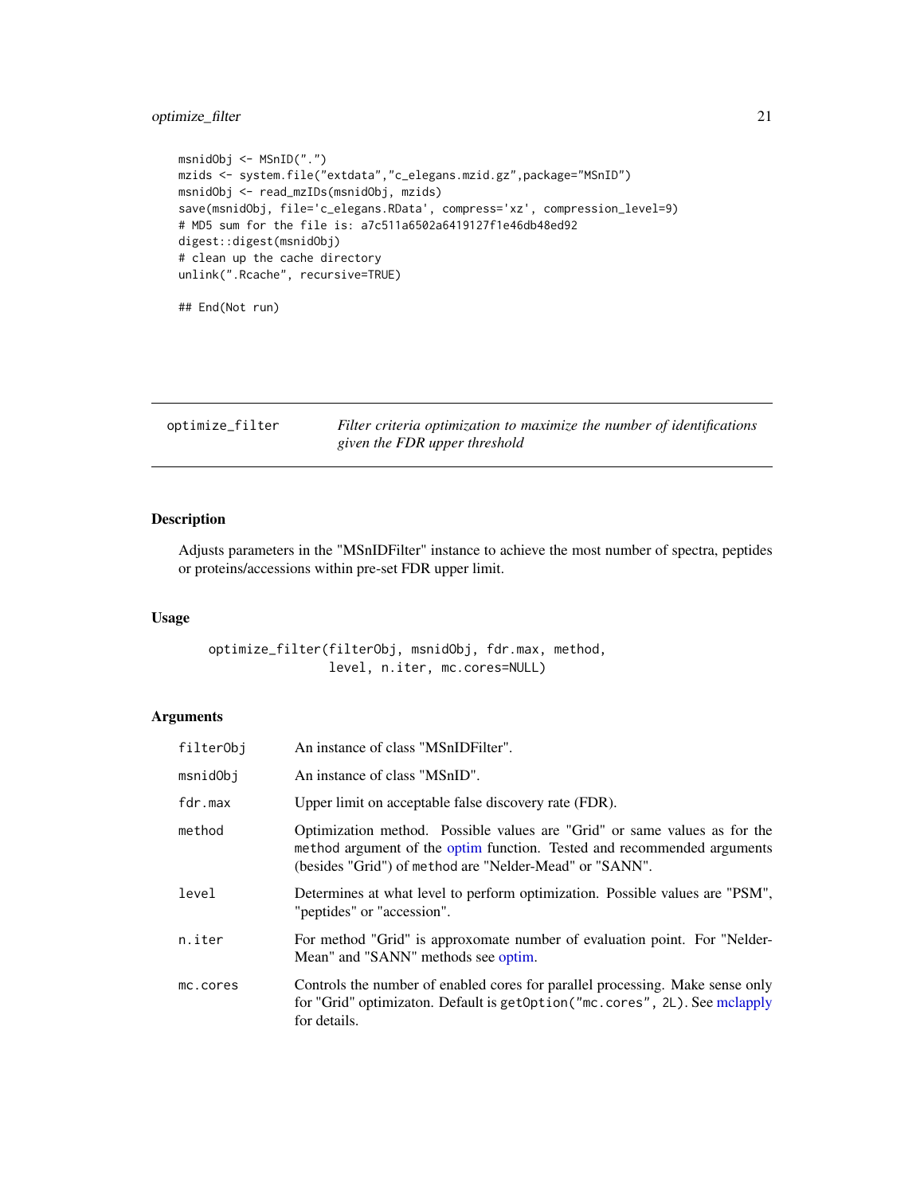```
msnidObj <- MSnID(".")
mzids <- system.file("extdata","c_elegans.mzid.gz",package="MSnID")
msnidObj <- read_mzIDs(msnidObj, mzids)
save(msnidObj, file='c_elegans.RData', compress='xz', compression_level=9)
# MD5 sum for the file is: a7c511a6502a6419127f1e46db48ed92
digest::digest(msnidObj)
# clean up the cache directory
unlink(".Rcache", recursive=TRUE)

## End(Not run)
```

---

## optimize_filter — *Filter criteria optimization to maximize the number of identifications given the FDR upper threshold*

---

### Description

Adjusts parameters in the "MSnIDFilter" instance to achieve the most number of spectra, peptides or proteins/accessions within pre-set FDR upper limit.

### Usage

```
optimize_filter(filterObj, msnidObj, fdr.max, method,
                level, n.iter, mc.cores=NULL)
```

### Arguments

| | |
|---|---|
| `filterObj` | An instance of class "MSnIDFilter". |
| `msnidObj` | An instance of class "MSnID". |
| `fdr.max` | Upper limit on acceptable false discovery rate (FDR). |
| `method` | Optimization method. Possible values are "Grid" or same values as for the `method` argument of the optim function. Tested and recommended arguments (besides "Grid") of `method` are "Nelder-Mead" or "SANN". |
| `level` | Determines at what level to perform optimization. Possible values are "PSM", "peptides" or "accession". |
| `n.iter` | For method "Grid" is approxomate number of evaluation point. For "Nelder-Mean" and "SANN" methods see optim. |
| `mc.cores` | Controls the number of enabled cores for parallel processing. Make sense only for "Grid" optimizaton. Default is `getOption("mc.cores", 2L)`. See mclapply for details. |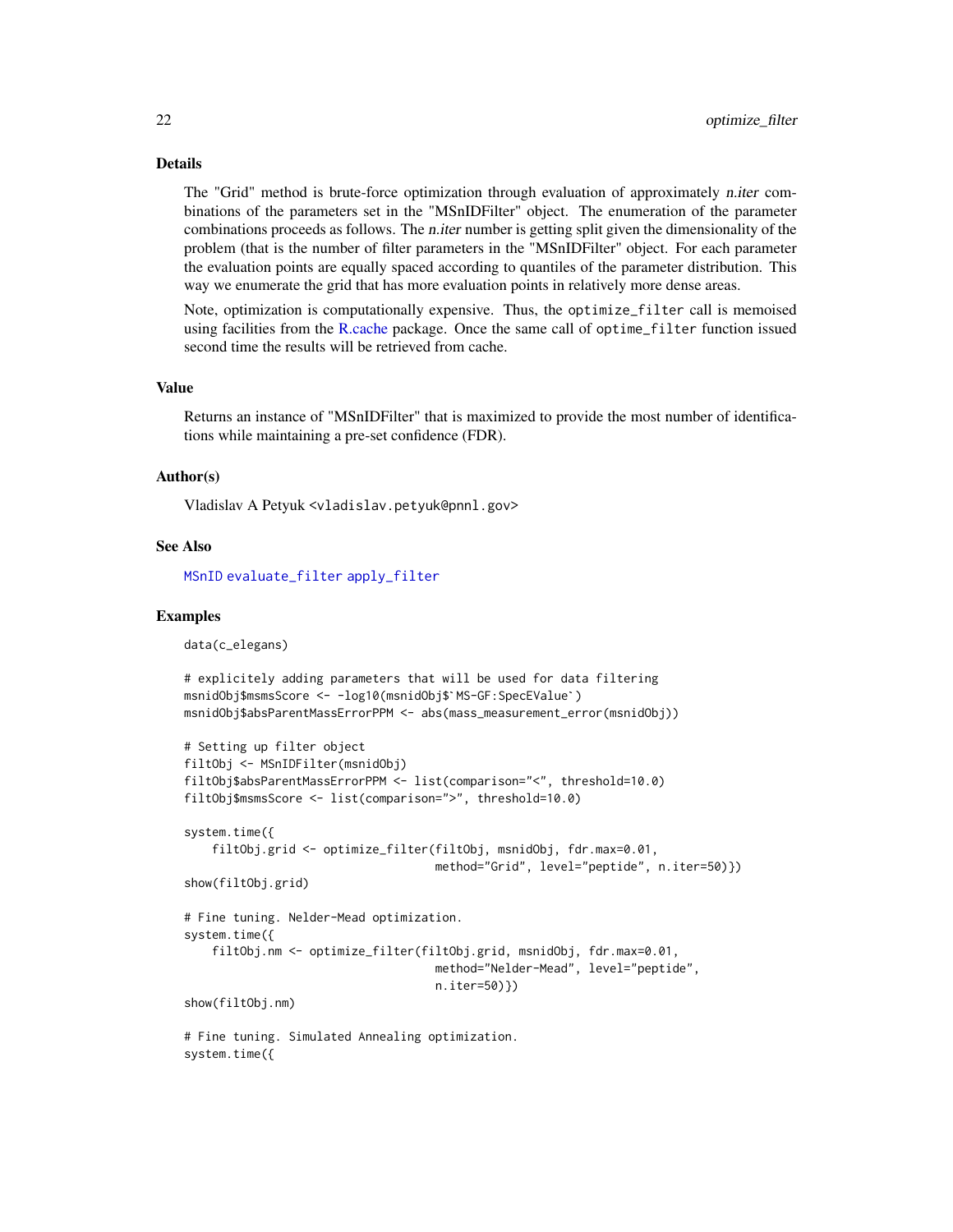### Details

The "Grid" method is brute-force optimization through evaluation of approximately *n.iter* combinations of the parameters set in the "MSnIDFilter" object. The enumeration of the parameter combinations proceeds as follows. The *n.iter* number is getting split given the dimensionality of the problem (that is the number of filter parameters in the "MSnIDFilter" object. For each parameter the evaluation points are equally spaced according to quantiles of the parameter distribution. This way we enumerate the grid that has more evaluation points in relatively more dense areas.

Note, optimization is computationally expensive. Thus, the `optimize_filter` call is memoised using facilities from the R.cache package. Once the same call of `optime_filter` function issued second time the results will be retrieved from cache.

### Value

Returns an instance of "MSnIDFilter" that is maximized to provide the most number of identifications while maintaining a pre-set confidence (FDR).

### Author(s)

Vladislav A Petyuk <vladislav.petyuk@pnnl.gov>

### See Also

`MSnID` `evaluate_filter` `apply_filter`

### Examples

```
data(c_elegans)

# explicitely adding parameters that will be used for data filtering
msnidObj$msmsScore <- -log10(msnidObj$`MS-GF:SpecEValue`)
msnidObj$absParentMassErrorPPM <- abs(mass_measurement_error(msnidObj))

# Setting up filter object
filtObj <- MSnIDFilter(msnidObj)
filtObj$absParentMassErrorPPM <- list(comparison="<", threshold=10.0)
filtObj$msmsScore <- list(comparison=">", threshold=10.0)

system.time({
    filtObj.grid <- optimize_filter(filtObj, msnidObj, fdr.max=0.01,
                                    method="Grid", level="peptide", n.iter=50)})
show(filtObj.grid)

# Fine tuning. Nelder-Mead optimization.
system.time({
    filtObj.nm <- optimize_filter(filtObj.grid, msnidObj, fdr.max=0.01,
                                    method="Nelder-Mead", level="peptide",
                                    n.iter=50)})
show(filtObj.nm)

# Fine tuning. Simulated Annealing optimization.
system.time({
```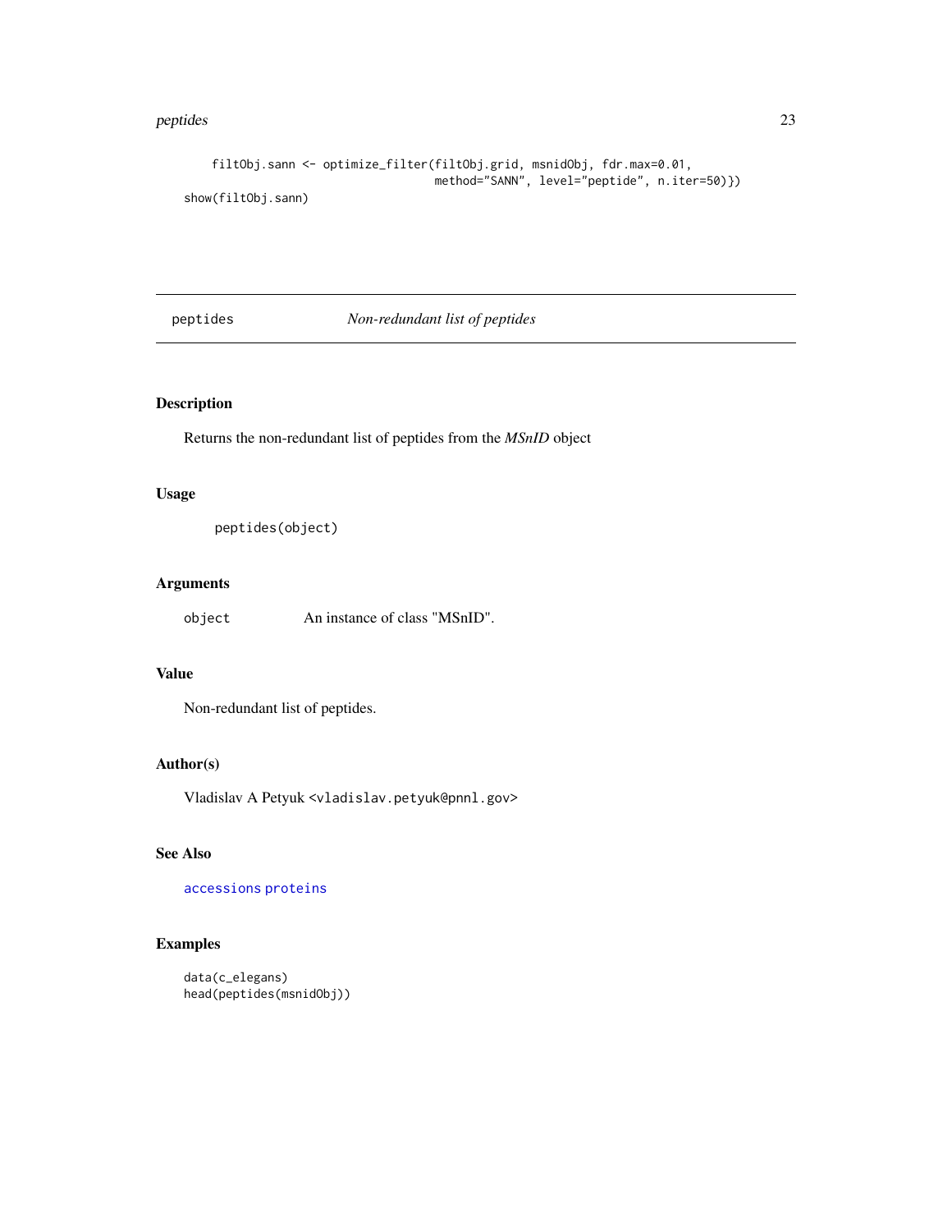```
    filtObj.sann <- optimize_filter(filtObj.grid, msnidObj, fdr.max=0.01,
                                    method="SANN", level="peptide", n.iter=50)})
show(filtObj.sann)
```

## peptides — *Non-redundant list of peptides*

### Description

Returns the non-redundant list of peptides from the *MSnID* object

### Usage

```
peptides(object)
```

### Arguments

| | |
|---|---|
| `object` | An instance of class "MSnID". |

### Value

Non-redundant list of peptides.

### Author(s)

Vladislav A Petyuk <vladislav.petyuk@pnnl.gov>

### See Also

`accessions` `proteins`

### Examples

```
data(c_elegans)
head(peptides(msnidObj))
```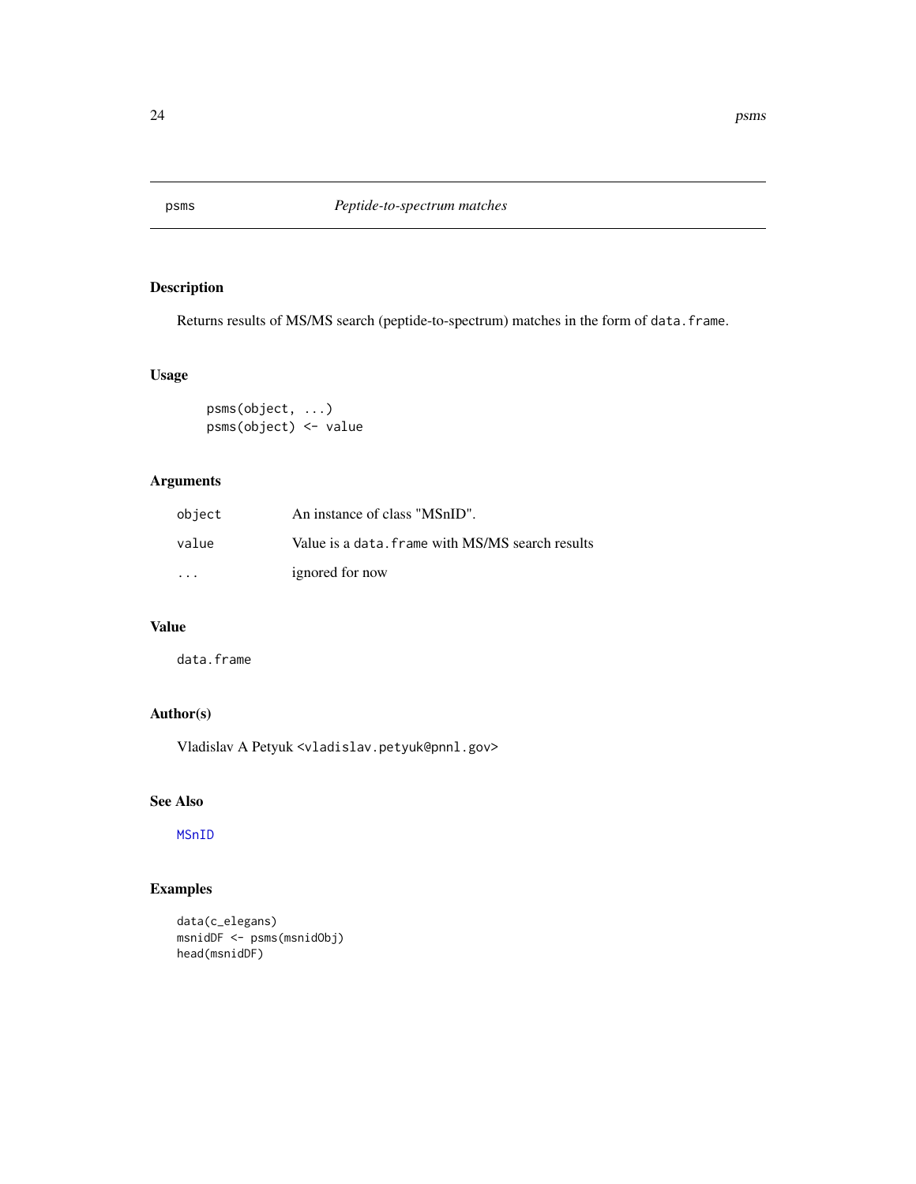# psms — *Peptide-to-spectrum matches*

## Description

Returns results of MS/MS search (peptide-to-spectrum) matches in the form of `data.frame`.

## Usage

```
psms(object, ...)
psms(object) <- value
```

## Arguments

| | |
|---|---|
| `object` | An instance of class "MSnID". |
| `value` | Value is a `data.frame` with MS/MS search results |
| `...` | ignored for now |

## Value

`data.frame`

## Author(s)

Vladislav A Petyuk <vladislav.petyuk@pnnl.gov>

## See Also

MSnID

## Examples

```
data(c_elegans)
msnidDF <- psms(msnidObj)
head(msnidDF)
```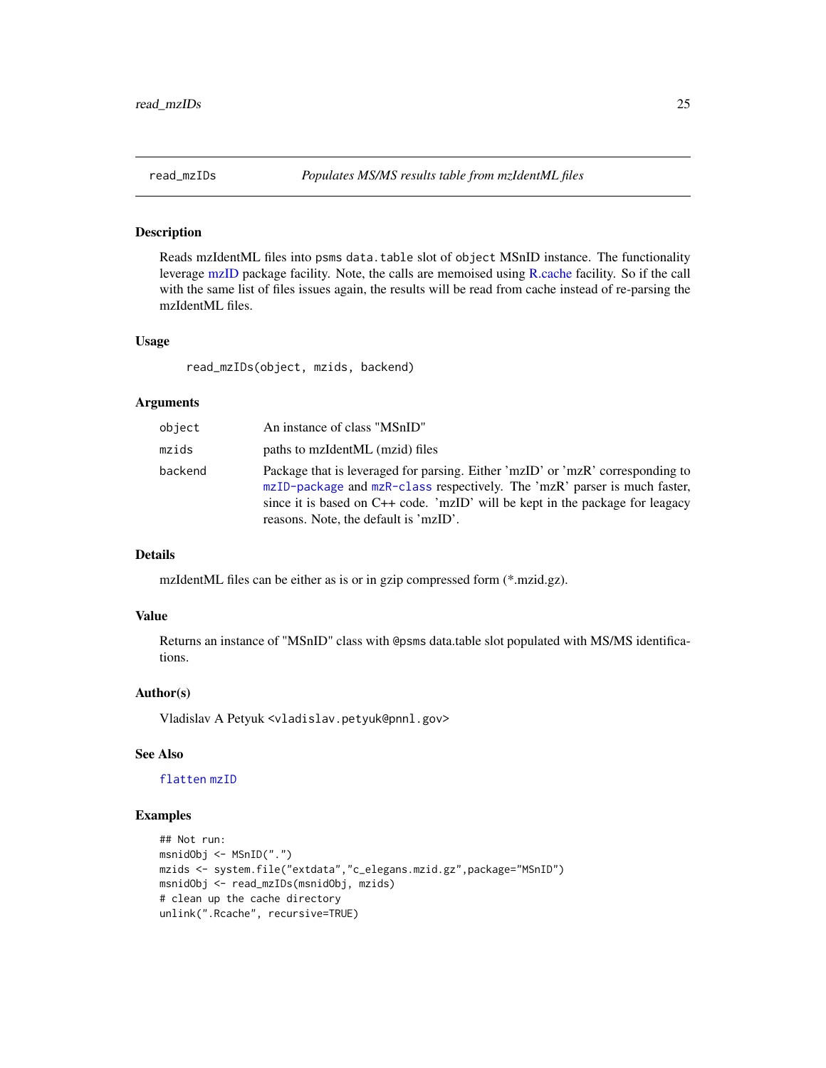## read_mzIDs *Populates MS/MS results table from mzIdentML files*

### Description

Reads mzIdentML files into psms data.table slot of object MSnID instance. The functionality leverage mzID package facility. Note, the calls are memoised using R.cache facility. So if the call with the same list of files issues again, the results will be read from cache instead of re-parsing the mzIdentML files.

### Usage

```
read_mzIDs(object, mzids, backend)
```

### Arguments

| | |
|---|---|
| object | An instance of class "MSnID" |
| mzids | paths to mzIdentML (mzid) files |
| backend | Package that is leveraged for parsing. Either 'mzID' or 'mzR' corresponding to mzID-package and mzR-class respectively. The 'mzR' parser is much faster, since it is based on C++ code. 'mzID' will be kept in the package for leagacy reasons. Note, the default is 'mzID'. |

### Details

mzIdentML files can be either as is or in gzip compressed form (*.mzid.gz).

### Value

Returns an instance of "MSnID" class with @psms data.table slot populated with MS/MS identifications.

### Author(s)

Vladislav A Petyuk <vladislav.petyuk@pnnl.gov>

### See Also

flatten mzID

### Examples

```
## Not run:
msnidObj <- MSnID(".")
mzids <- system.file("extdata","c_elegans.mzid.gz",package="MSnID")
msnidObj <- read_mzIDs(msnidObj, mzids)
# clean up the cache directory
unlink(".Rcache", recursive=TRUE)
```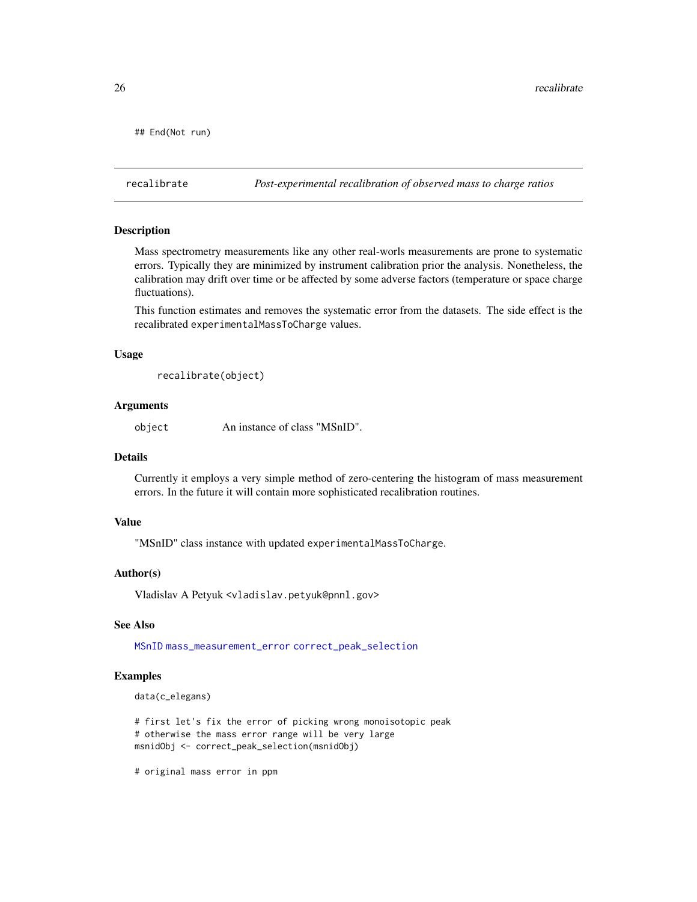```
## End(Not run)
```

## recalibrate — *Post-experimental recalibration of observed mass to charge ratios*

### Description

Mass spectrometry measurements like any other real-worls measurements are prone to systematic errors. Typically they are minimized by instrument calibration prior the analysis. Nonetheless, the calibration may drift over time or be affected by some adverse factors (temperature or space charge fluctuations).

This function estimates and removes the systematic error from the datasets. The side effect is the recalibrated `experimentalMassToCharge` values.

### Usage

```
recalibrate(object)
```

### Arguments

| | |
|---|---|
| object | An instance of class "MSnID". |

### Details

Currently it employs a very simple method of zero-centering the histogram of mass measurement errors. In the future it will contain more sophisticated recalibration routines.

### Value

"MSnID" class instance with updated `experimentalMassToCharge`.

### Author(s)

Vladislav A Petyuk <vladislav.petyuk@pnnl.gov>

### See Also

MSnID mass_measurement_error correct_peak_selection

### Examples

```
data(c_elegans)

# first let's fix the error of picking wrong monoisotopic peak
# otherwise the mass error range will be very large
msnidObj <- correct_peak_selection(msnidObj)

# original mass error in ppm
```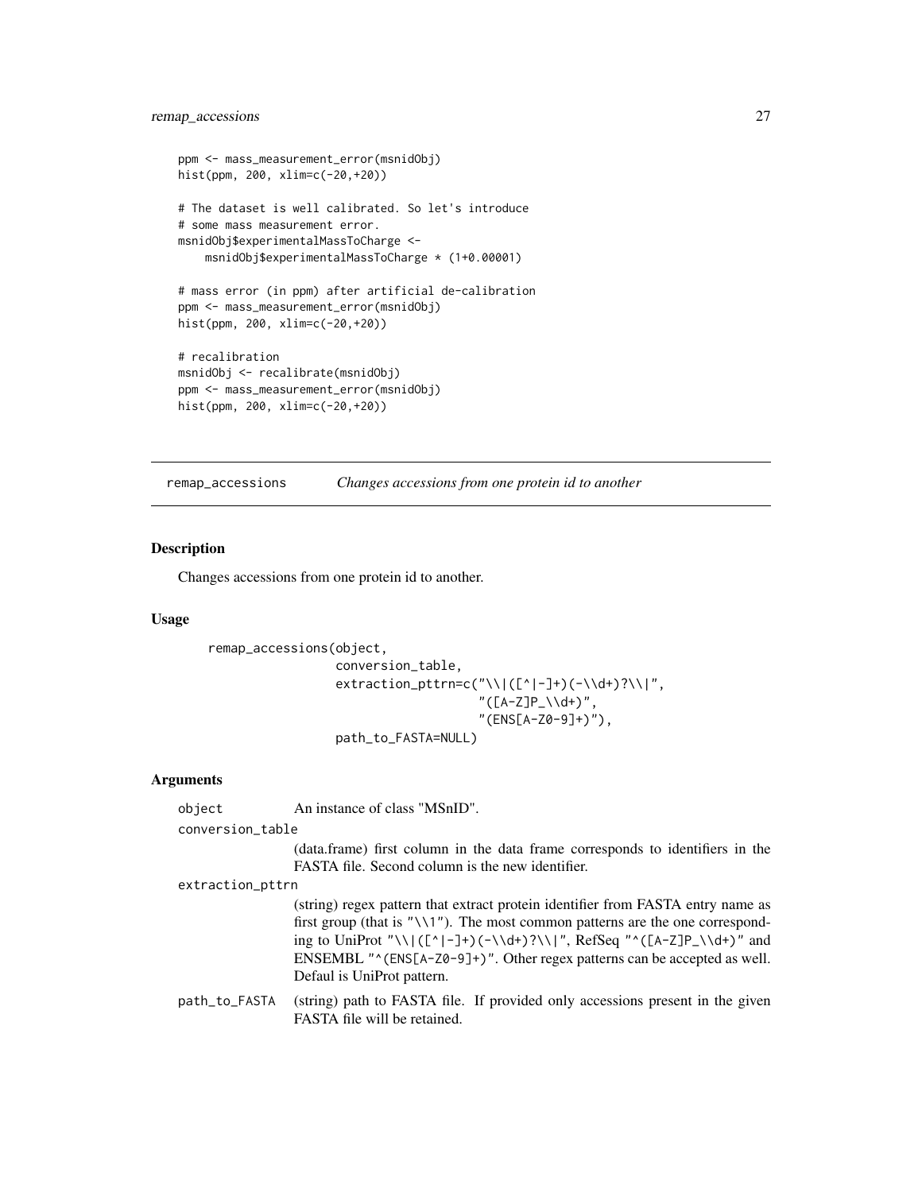```
ppm <- mass_measurement_error(msnidObj)
hist(ppm, 200, xlim=c(-20,+20))

# The dataset is well calibrated. So let's introduce
# some mass measurement error.
msnidObj$experimentalMassToCharge <-
    msnidObj$experimentalMassToCharge * (1+0.00001)

# mass error (in ppm) after artificial de-calibration
ppm <- mass_measurement_error(msnidObj)
hist(ppm, 200, xlim=c(-20,+20))

# recalibration
msnidObj <- recalibrate(msnidObj)
ppm <- mass_measurement_error(msnidObj)
hist(ppm, 200, xlim=c(-20,+20))
```

## remap_accessions — *Changes accessions from one protein id to another*

### Description

Changes accessions from one protein id to another.

### Usage

```
remap_accessions(object,
                 conversion_table,
                 extraction_pttrn=c("\\|([^|-]+)(-\\d+)?\\|",
                                    "([A-Z]P_\\d+)",
                                    "(ENS[A-Z0-9]+)"),
                 path_to_FASTA=NULL)
```

### Arguments

`object` An instance of class "MSnID".

`conversion_table` (data.frame) first column in the data frame corresponds to identifiers in the FASTA file. Second column is the new identifier.

`extraction_pttrn` (string) regex pattern that extract protein identifier from FASTA entry name as first group (that is `"\\1"`). The most common patterns are the one corresponding to UniProt `"\\|([^|-]+)(-\\d+)?\\|"`, RefSeq `"^([A-Z]P_\\d+)"` and ENSEMBL `"^(ENS[A-Z0-9]+)"`. Other regex patterns can be accepted as well. Defaul is UniProt pattern.

`path_to_FASTA` (string) path to FASTA file. If provided only accessions present in the given FASTA file will be retained.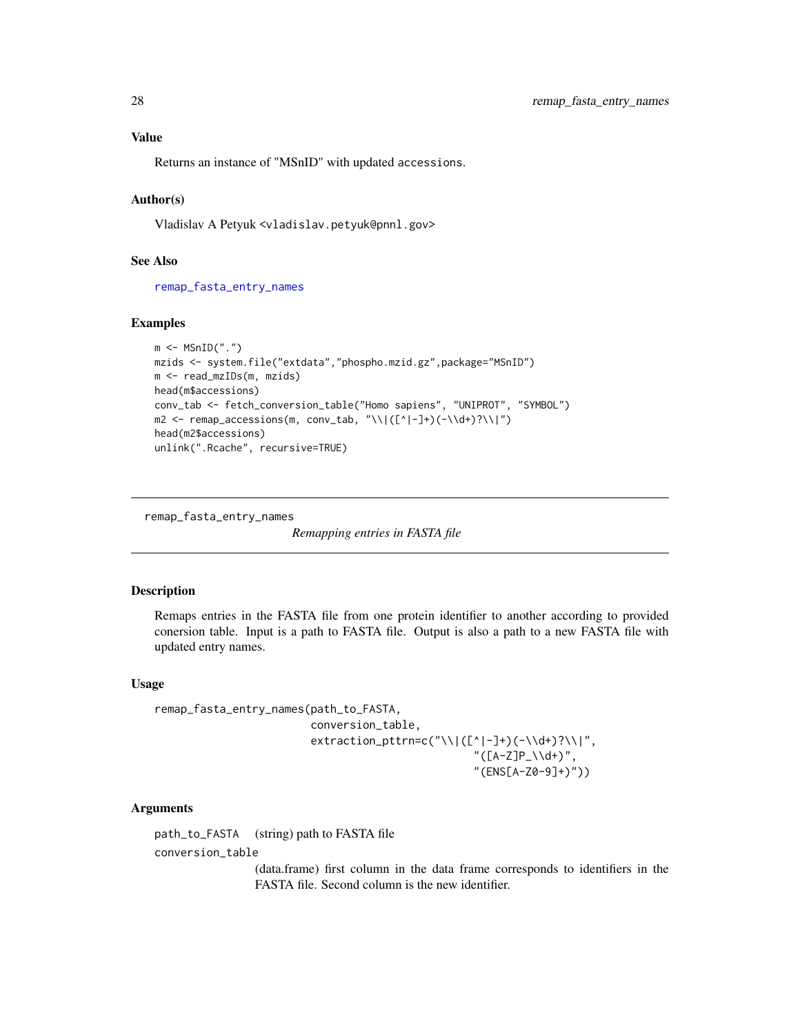### Value

Returns an instance of "MSnID" with updated `accessions`.

### Author(s)

Vladislav A Petyuk <vladislav.petyuk@pnnl.gov>

### See Also

remap_fasta_entry_names

### Examples

```
m <- MSnID(".")
mzids <- system.file("extdata","phospho.mzid.gz",package="MSnID")
m <- read_mzIDs(m, mzids)
head(m$accessions)
conv_tab <- fetch_conversion_table("Homo sapiens", "UNIPROT", "SYMBOL")
m2 <- remap_accessions(m, conv_tab, "\\|([^|-]+)(-\\d+)?\\|")
head(m2$accessions)
unlink(".Rcache", recursive=TRUE)
```

---

## remap_fasta_entry_names

*Remapping entries in FASTA file*

### Description

Remaps entries in the FASTA file from one protein identifier to another according to provided conersion table. Input is a path to FASTA file. Output is also a path to a new FASTA file with updated entry names.

### Usage

```
remap_fasta_entry_names(path_to_FASTA,
                        conversion_table,
                        extraction_pttrn=c("\\|([^|-]+)(-\\d+)?\\|",
                                           "([A-Z]P_\\d+)",
                                           "(ENS[A-Z0-9]+)"))
```

### Arguments

path_to_FASTA (string) path to FASTA file

conversion_table
: (data.frame) first column in the data frame corresponds to identifiers in the FASTA file. Second column is the new identifier.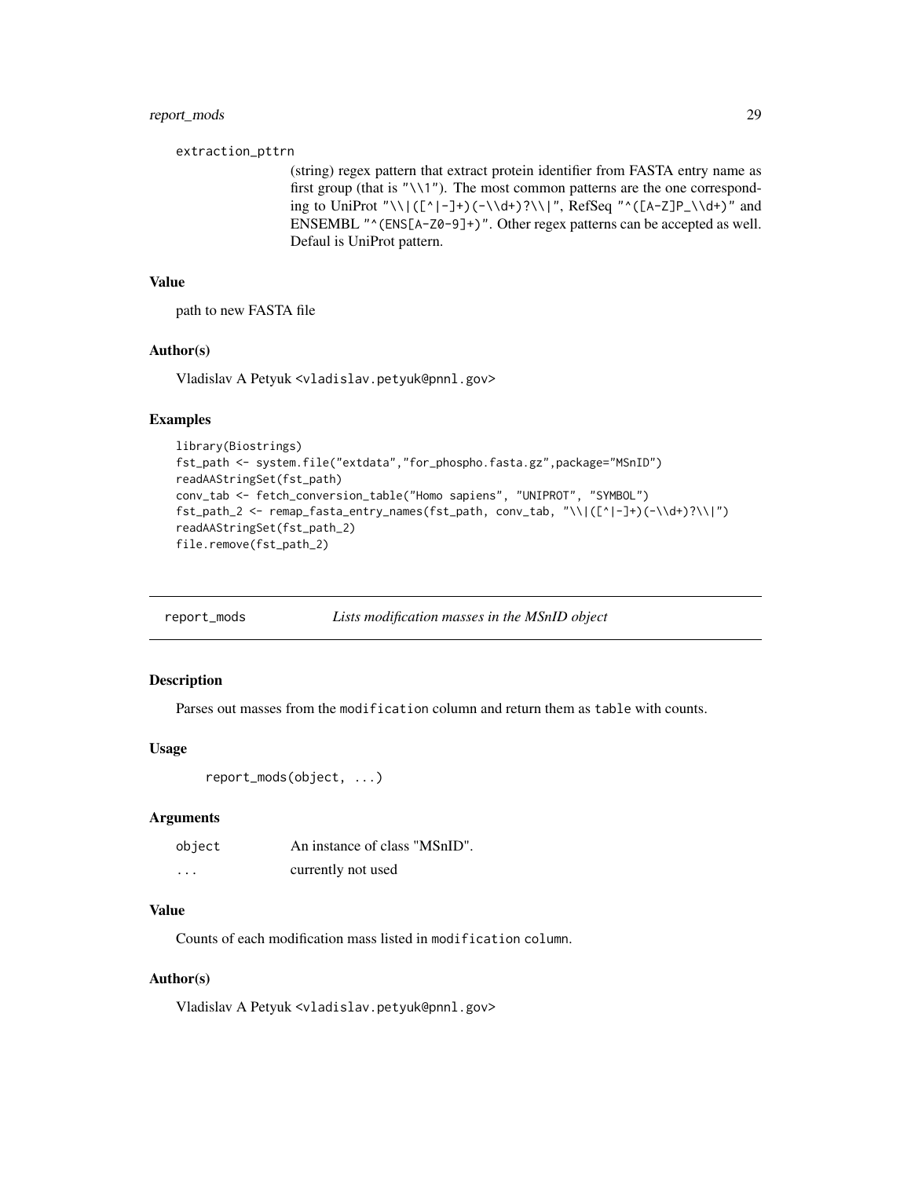extraction_pttrn
: (string) regex pattern that extract protein identifier from FASTA entry name as first group (that is "\\1"). The most common patterns are the one corresponding to UniProt "\\|([^|-]+)(-\\d+)?\\|", RefSeq "^([A-Z]P_\\d+)" and ENSEMBL "^(ENS[A-Z0-9]+)". Other regex patterns can be accepted as well. Defaul is UniProt pattern.

### Value

path to new FASTA file

### Author(s)

Vladislav A Petyuk <vladislav.petyuk@pnnl.gov>

### Examples

```
library(Biostrings)
fst_path <- system.file("extdata","for_phospho.fasta.gz",package="MSnID")
readAAStringSet(fst_path)
conv_tab <- fetch_conversion_table("Homo sapiens", "UNIPROT", "SYMBOL")
fst_path_2 <- remap_fasta_entry_names(fst_path, conv_tab, "\\|([^|-]+)(-\\d+)?\\|")
readAAStringSet(fst_path_2)
file.remove(fst_path_2)
```

---

## report_mods — *Lists modification masses in the MSnID object*

### Description

Parses out masses from the modification column and return them as table with counts.

### Usage

```
report_mods(object, ...)
```

### Arguments

| | |
|---|---|
| object | An instance of class "MSnID". |
| ... | currently not used |

### Value

Counts of each modification mass listed in modification column.

### Author(s)

Vladislav A Petyuk <vladislav.petyuk@pnnl.gov>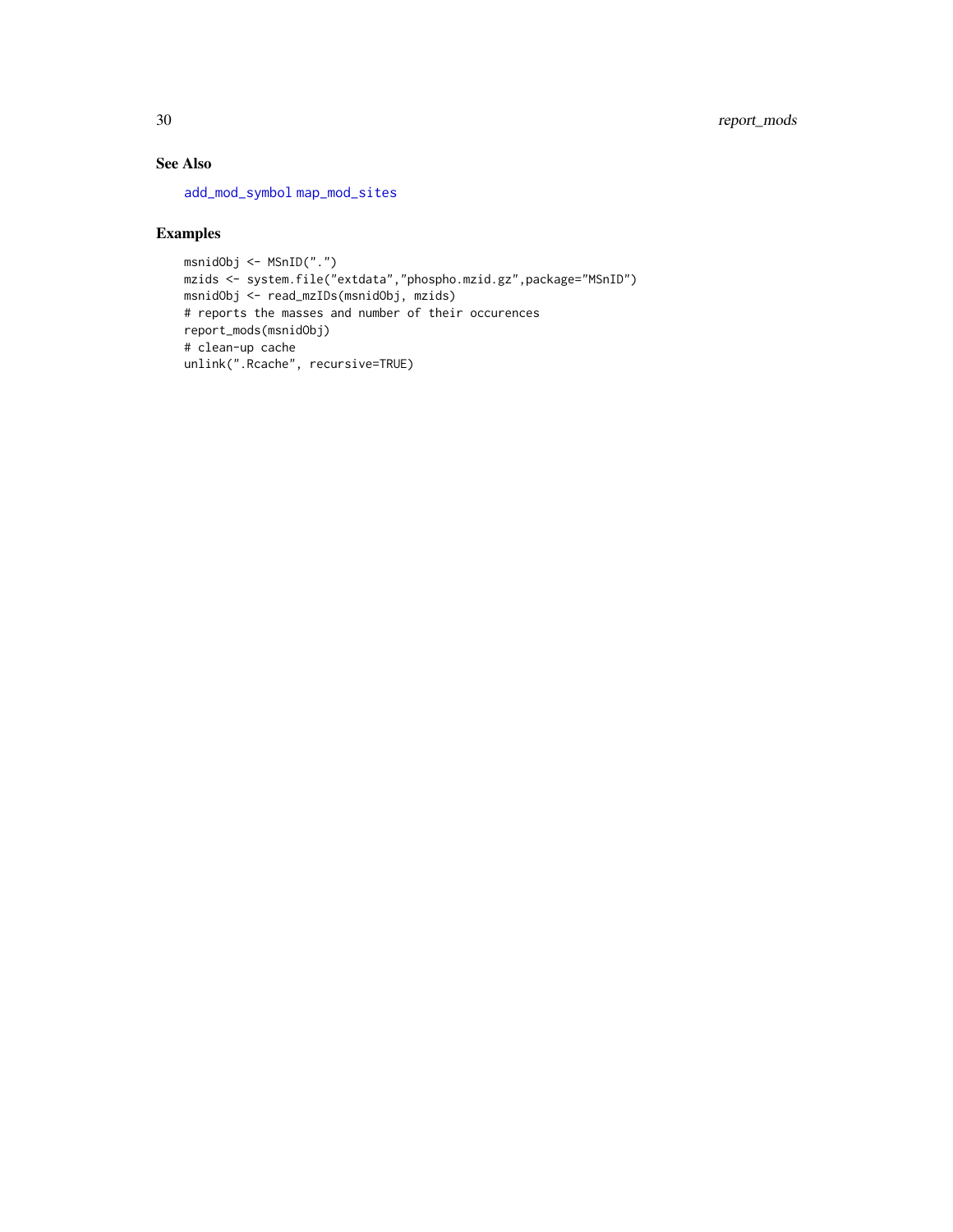## See Also

add_mod_symbol map_mod_sites

## Examples

```
msnidObj <- MSnID(".")
mzids <- system.file("extdata","phospho.mzid.gz",package="MSnID")
msnidObj <- read_mzIDs(msnidObj, mzids)
# reports the masses and number of their occurences
report_mods(msnidObj)
# clean-up cache
unlink(".Rcache", recursive=TRUE)
```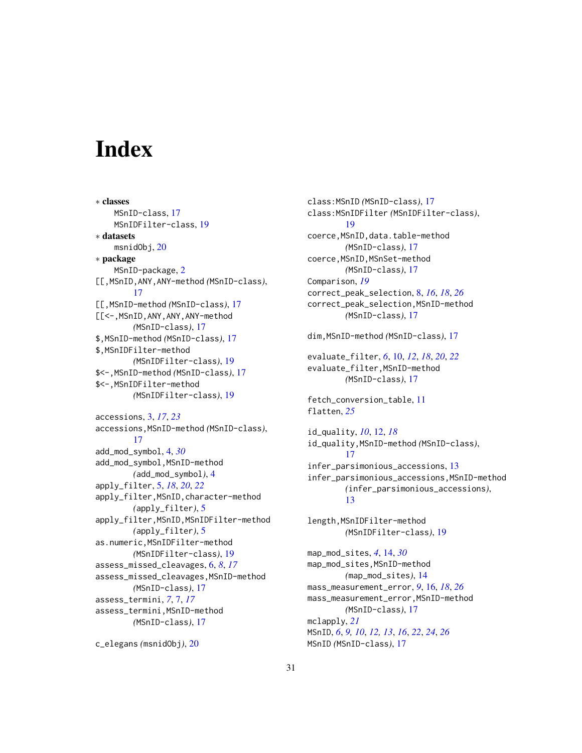# Index

∗ **classes**
MSnID-class, 17
MSnIDFilter-class, 19

∗ **datasets**
msnidObj, 20

∗ **package**
MSnID-package, 2

[[,MSnID,ANY,ANY-method *(MSnID-class)*, 17
[[,MSnID-method *(MSnID-class)*, 17
[[<-,MSnID,ANY,ANY,ANY-method *(MSnID-class)*, 17
$,MSnID-method *(MSnID-class)*, 17
$,MSnIDFilter-method *(MSnIDFilter-class)*, 19
$<-,MSnID-method *(MSnID-class)*, 17
$<-,MSnIDFilter-method *(MSnIDFilter-class)*, 19

accessions, 3, *17*, *23*
accessions,MSnID-method *(MSnID-class)*, 17
add_mod_symbol, 4, *30*
add_mod_symbol,MSnID-method *(add_mod_symbol)*, 4
apply_filter, 5, *18*, *20*, *22*
apply_filter,MSnID,character-method *(apply_filter)*, 5
apply_filter,MSnID,MSnIDFilter-method *(apply_filter)*, 5
as.numeric,MSnIDFilter-method *(MSnIDFilter-class)*, 19
assess_missed_cleavages, 6, *8*, *17*
assess_missed_cleavages,MSnID-method *(MSnID-class)*, 17
assess_termini, *7*, 7, *17*
assess_termini,MSnID-method *(MSnID-class)*, 17

c_elegans *(msnidObj)*, 20
class:MSnID *(MSnID-class)*, 17
class:MSnIDFilter *(MSnIDFilter-class)*, 19
coerce,MSnID,data.table-method *(MSnID-class)*, 17
coerce,MSnID,MSnSet-method *(MSnID-class)*, 17
Comparison, *19*
correct_peak_selection, 8, *16*, *18*, *26*
correct_peak_selection,MSnID-method *(MSnID-class)*, 17

dim,MSnID-method *(MSnID-class)*, 17

evaluate_filter, *6*, 10, *12*, *18*, *20*, *22*
evaluate_filter,MSnID-method *(MSnID-class)*, 17

fetch_conversion_table, 11
flatten, *25*

id_quality, *10*, 12, *18*
id_quality,MSnID-method *(MSnID-class)*, 17
infer_parsimonious_accessions, 13
infer_parsimonious_accessions,MSnID-method *(infer_parsimonious_accessions)*, 13

length,MSnIDFilter-method *(MSnIDFilter-class)*, 19

map_mod_sites, *4*, 14, *30*
map_mod_sites,MSnID-method *(map_mod_sites)*, 14
mass_measurement_error, *9*, 16, *18*, *26*
mass_measurement_error,MSnID-method *(MSnID-class)*, 17
mclapply, *21*
MSnID, *6*, *9, 10*, *12, 13*, *16*, *22*, *24*, *26*
MSnID *(MSnID-class)*, 17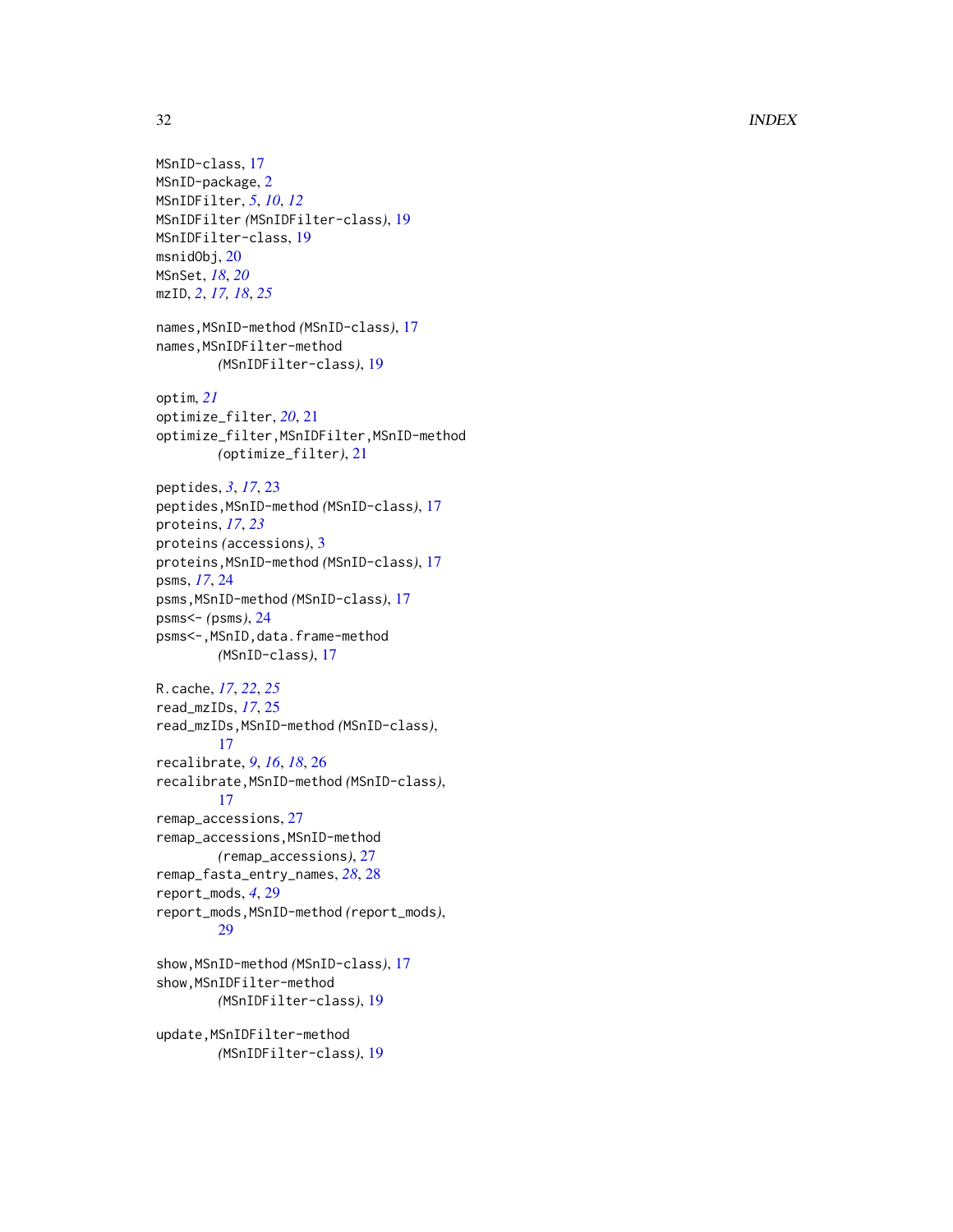MSnID-class, 17
MSnID-package, 2
MSnIDFilter, *5*, *10*, *12*
MSnIDFilter *(*MSnIDFilter-class*)*, 19
MSnIDFilter-class, 19
msnidObj, 20
MSnSet, *18*, *20*
mzID, *2*, *17, 18*, *25*

names,MSnID-method *(*MSnID-class*)*, 17
names,MSnIDFilter-method
  *(*MSnIDFilter-class*)*, 19

optim, *21*
optimize_filter, *20*, 21
optimize_filter,MSnIDFilter,MSnID-method
  *(*optimize_filter*)*, 21

peptides, *3*, *17*, 23
peptides,MSnID-method *(*MSnID-class*)*, 17
proteins, *17*, *23*
proteins *(*accessions*)*, 3
proteins,MSnID-method *(*MSnID-class*)*, 17
psms, *17*, 24
psms,MSnID-method *(*MSnID-class*)*, 17
psms<- *(*psms*)*, 24
psms<-,MSnID,data.frame-method
  *(*MSnID-class*)*, 17

R.cache, *17*, *22*, *25*
read_mzIDs, *17*, 25
read_mzIDs,MSnID-method *(*MSnID-class*)*,
  17
recalibrate, *9*, *16*, *18*, 26
recalibrate,MSnID-method *(*MSnID-class*)*,
  17
remap_accessions, 27
remap_accessions,MSnID-method
  *(*remap_accessions*)*, 27
remap_fasta_entry_names, *28*, 28
report_mods, *4*, 29
report_mods,MSnID-method *(*report_mods*)*,
  29

show,MSnID-method *(*MSnID-class*)*, 17
show,MSnIDFilter-method
  *(*MSnIDFilter-class*)*, 19

update,MSnIDFilter-method
  *(*MSnIDFilter-class*)*, 19